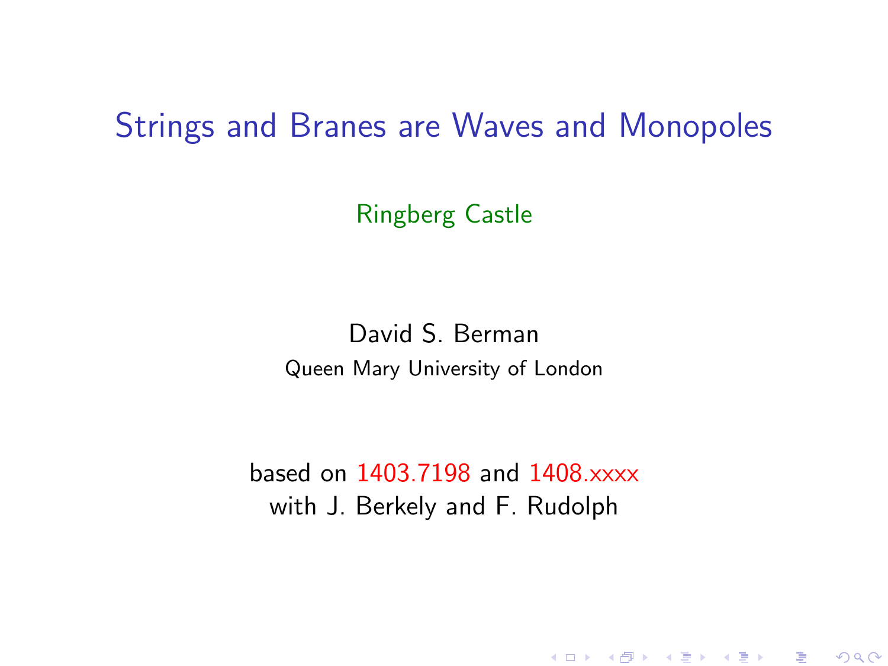# Strings and Branes are Waves and Monopoles

Ringberg Castle

David S. Berman

Queen Mary University of London

based on 1403.7198 and 1408.xxxx
with J. Berkely and F. Rudolph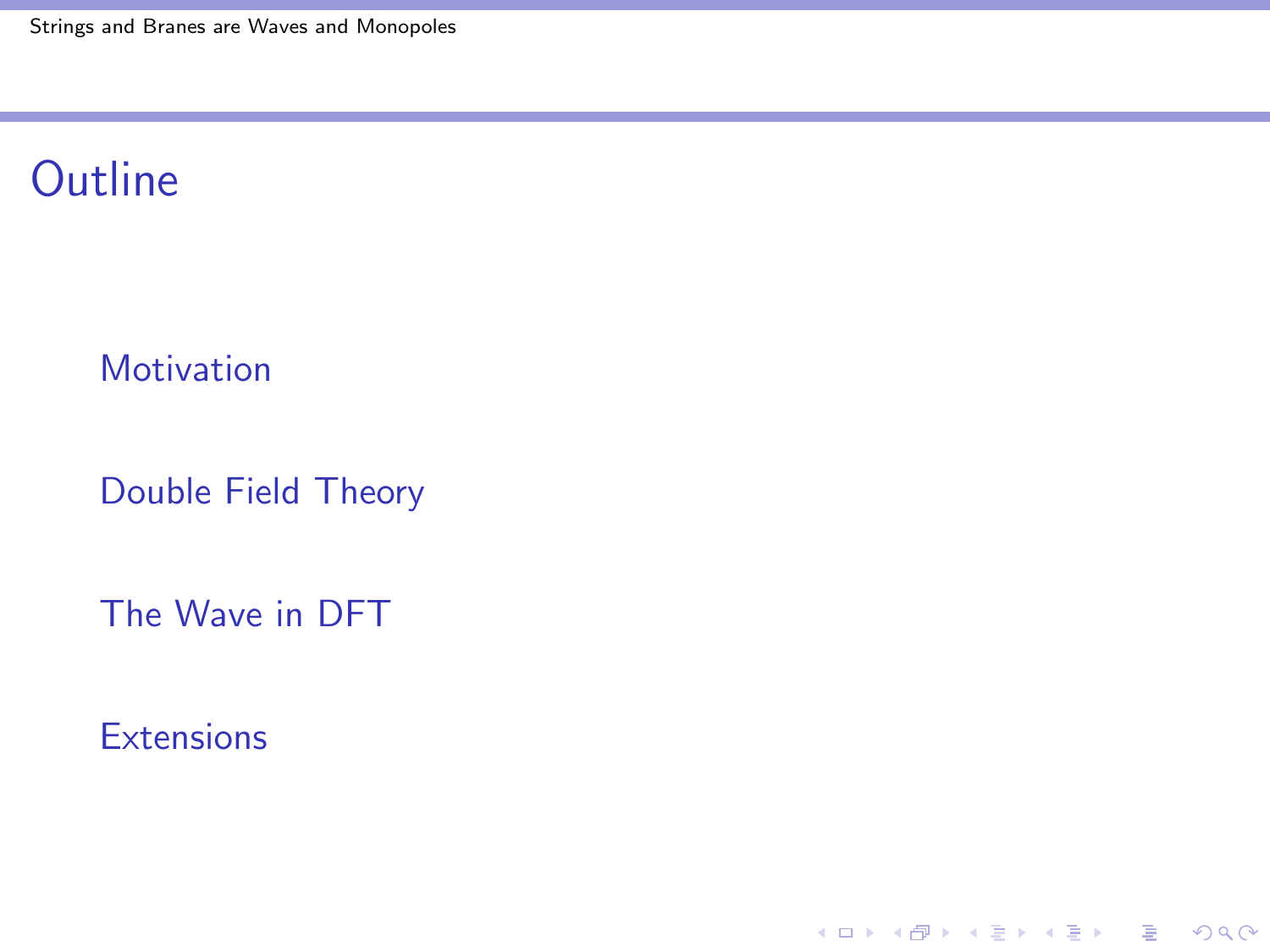# Outline

- Motivation
- Double Field Theory
- The Wave in DFT
- Extensions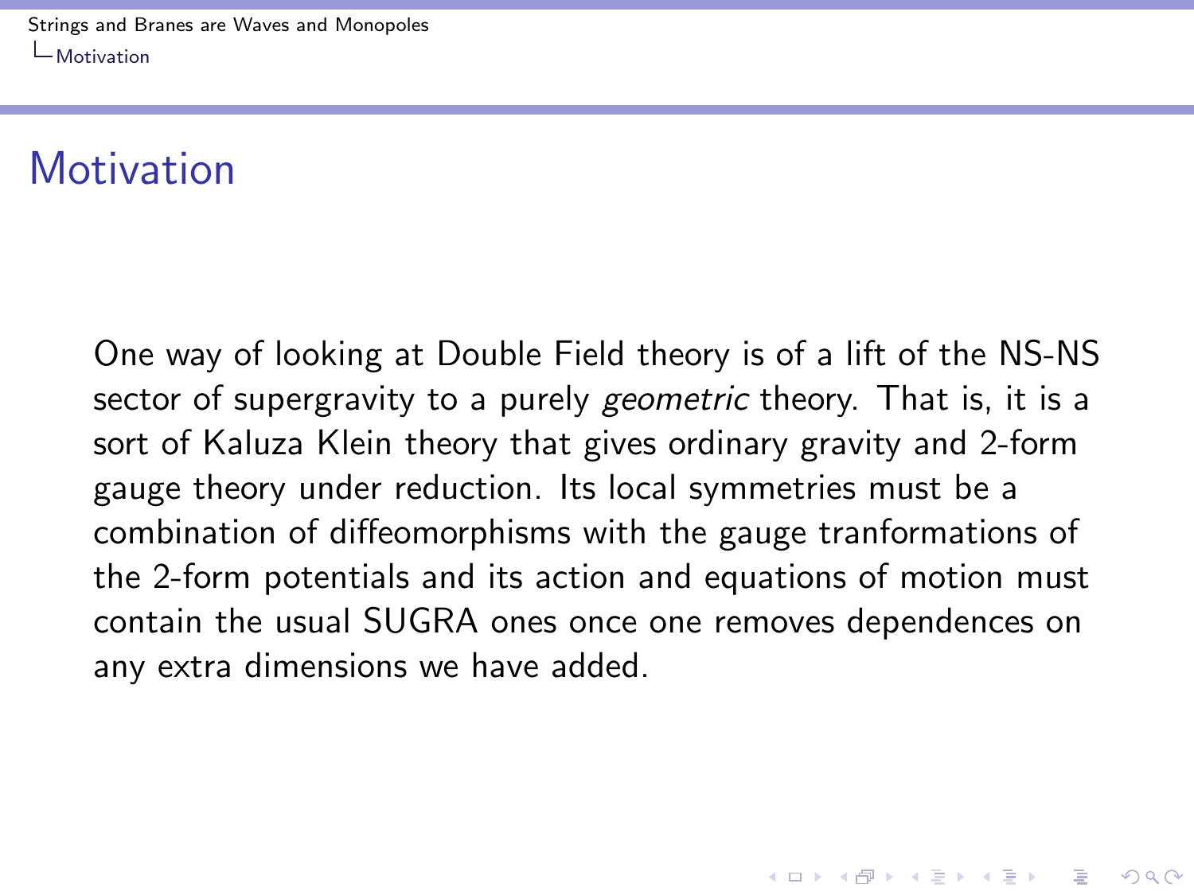# Motivation

One way of looking at Double Field theory is of a lift of the NS-NS sector of supergravity to a purely *geometric* theory. That is, it is a sort of Kaluza Klein theory that gives ordinary gravity and 2-form gauge theory under reduction. Its local symmetries must be a combination of diffeomorphisms with the gauge tranformations of the 2-form potentials and its action and equations of motion must contain the usual SUGRA ones once one removes dependences on any extra dimensions we have added.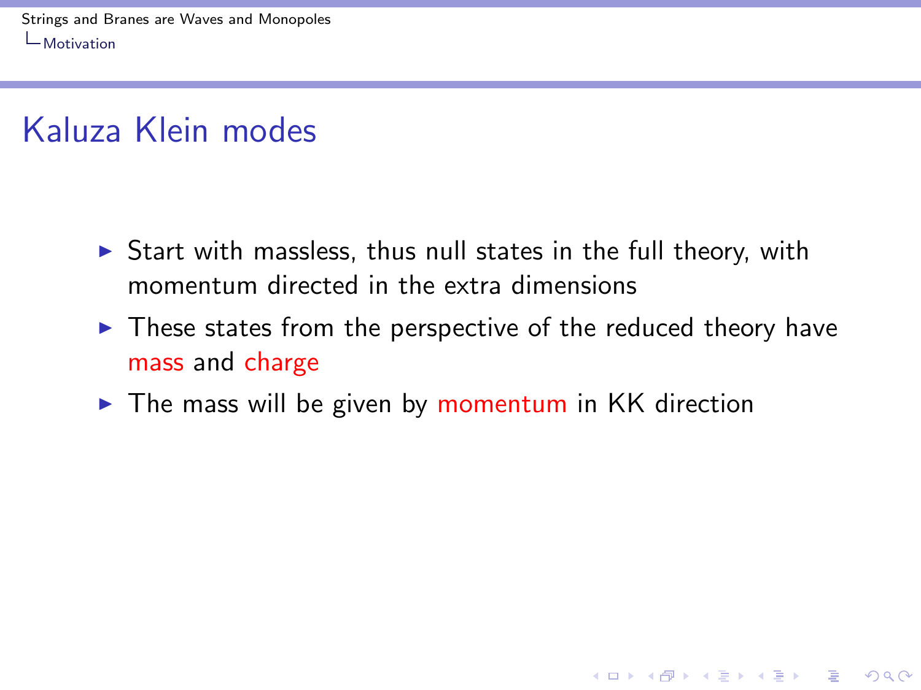# Kaluza Klein modes

- Start with massless, thus null states in the full theory, with momentum directed in the extra dimensions
- These states from the perspective of the reduced theory have mass and charge
- The mass will be given by momentum in KK direction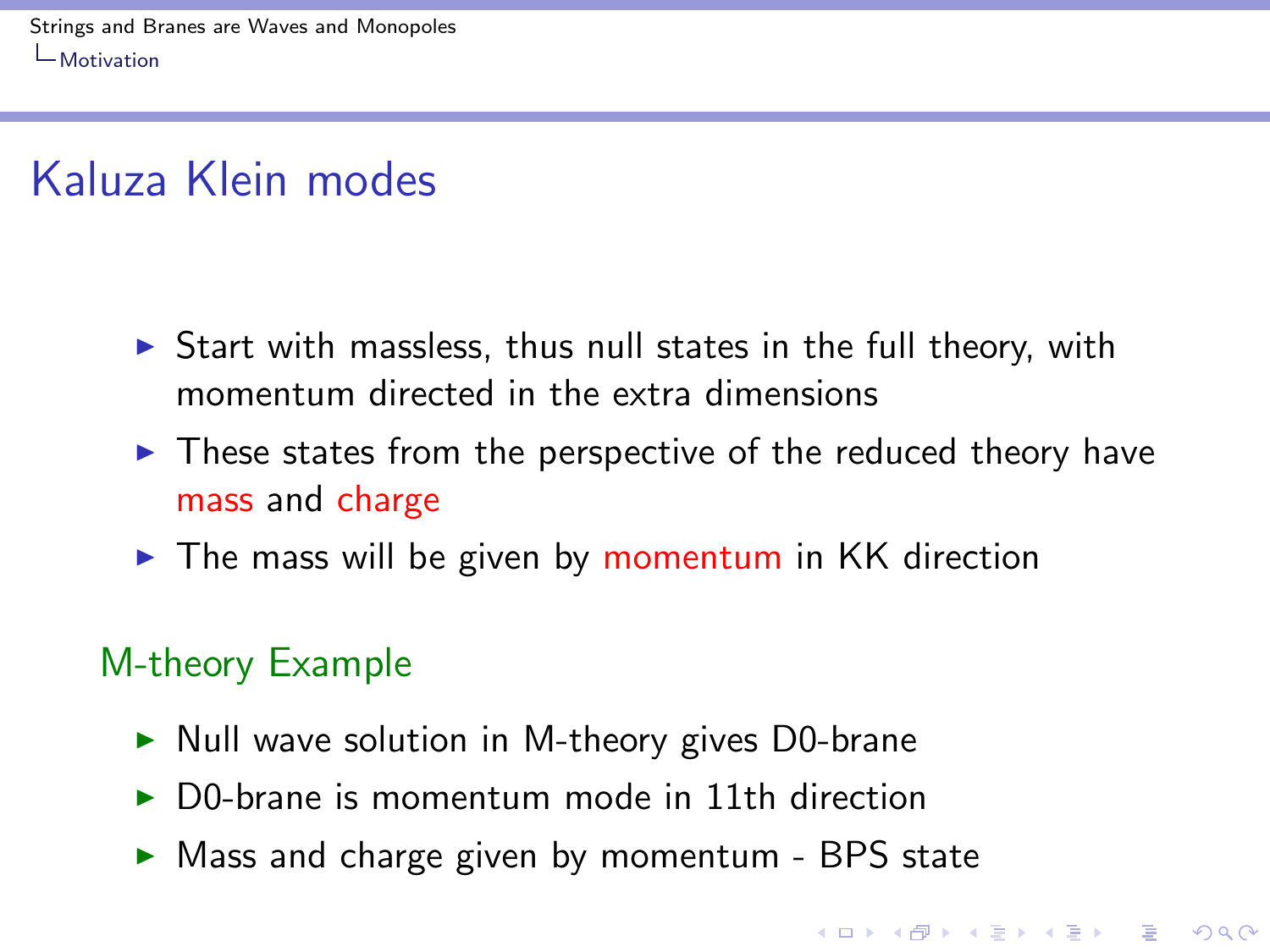# Kaluza Klein modes

- Start with massless, thus null states in the full theory, with momentum directed in the extra dimensions
- These states from the perspective of the reduced theory have mass and charge
- The mass will be given by momentum in KK direction

## M-theory Example

- Null wave solution in M-theory gives D0-brane
- D0-brane is momentum mode in 11th direction
- Mass and charge given by momentum - BPS state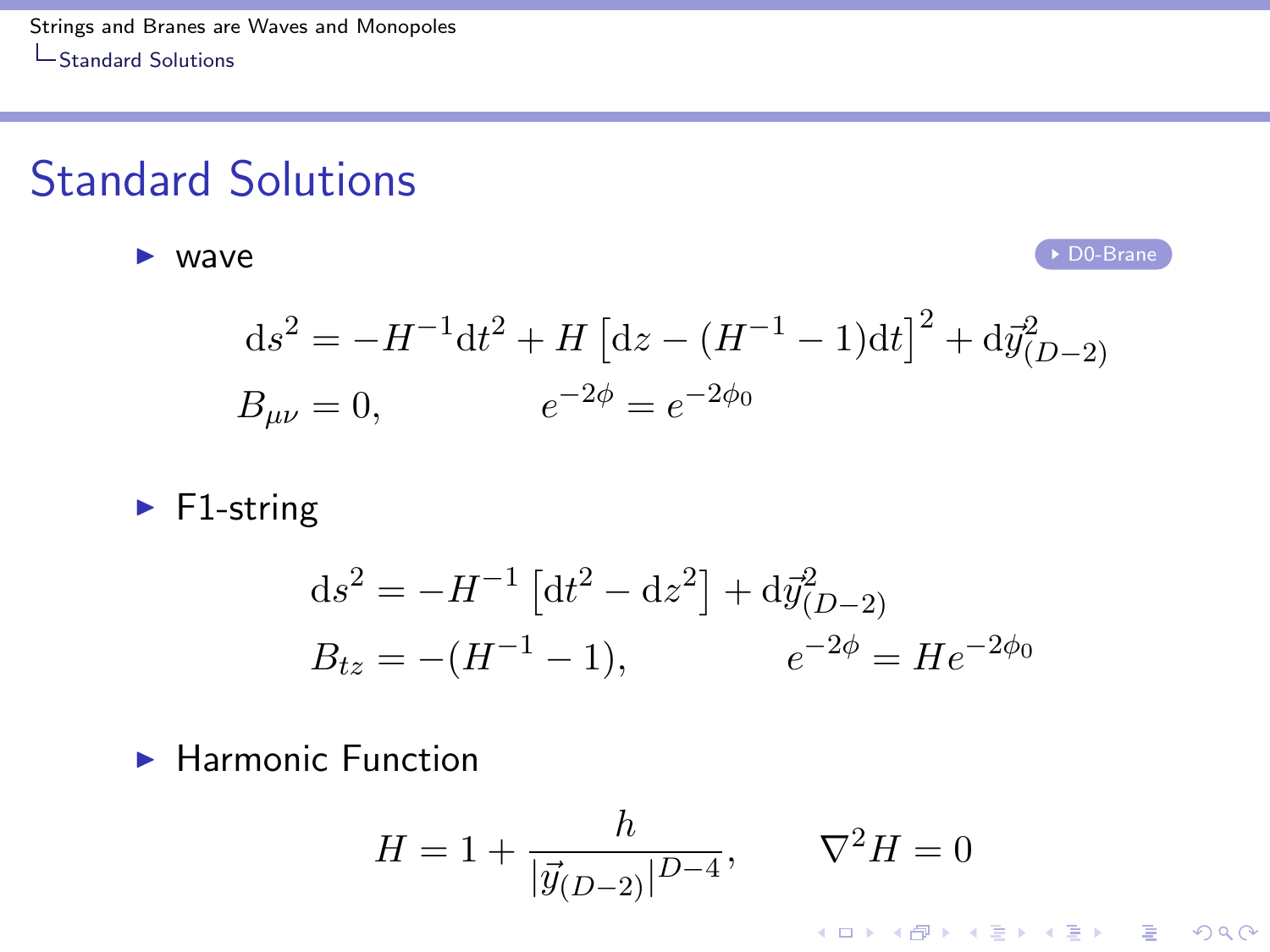# Standard Solutions

- wave

D0-Brane

$$
\mathrm{d}s^2 = -H^{-1}\mathrm{d}t^2 + H\left[\mathrm{d}z - (H^{-1} - 1)\mathrm{d}t\right]^2 + \mathrm{d}\vec{y}^{\,2}_{(D-2)}
$$

$$
B_{\mu\nu} = 0, \qquad e^{-2\phi} = e^{-2\phi_0}
$$

- F1-string

$$
\mathrm{d}s^2 = -H^{-1}\left[\mathrm{d}t^2 - \mathrm{d}z^2\right] + \mathrm{d}\vec{y}^{\,2}_{(D-2)}
$$

$$
B_{tz} = -(H^{-1} - 1), \qquad e^{-2\phi} = He^{-2\phi_0}
$$

- Harmonic Function

$$
H = 1 + \frac{h}{|\vec{y}_{(D-2)}|^{D-4}}, \qquad \nabla^2 H = 0
$$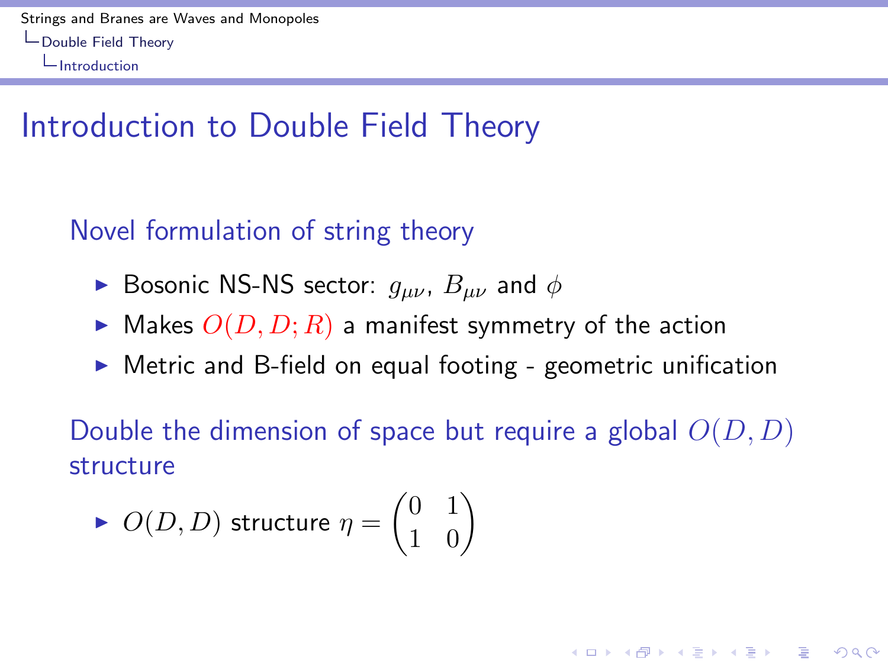# Introduction to Double Field Theory

## Novel formulation of string theory

- Bosonic NS-NS sector: $g_{\mu\nu}$, $B_{\mu\nu}$ and $\phi$
- Makes $O(D, D; R)$ a manifest symmetry of the action
- Metric and B-field on equal footing - geometric unification

## Double the dimension of space but require a global $O(D, D)$ structure

- $O(D, D)$ structure $\eta = \begin{pmatrix} 0 & 1 \\ 1 & 0 \end{pmatrix}$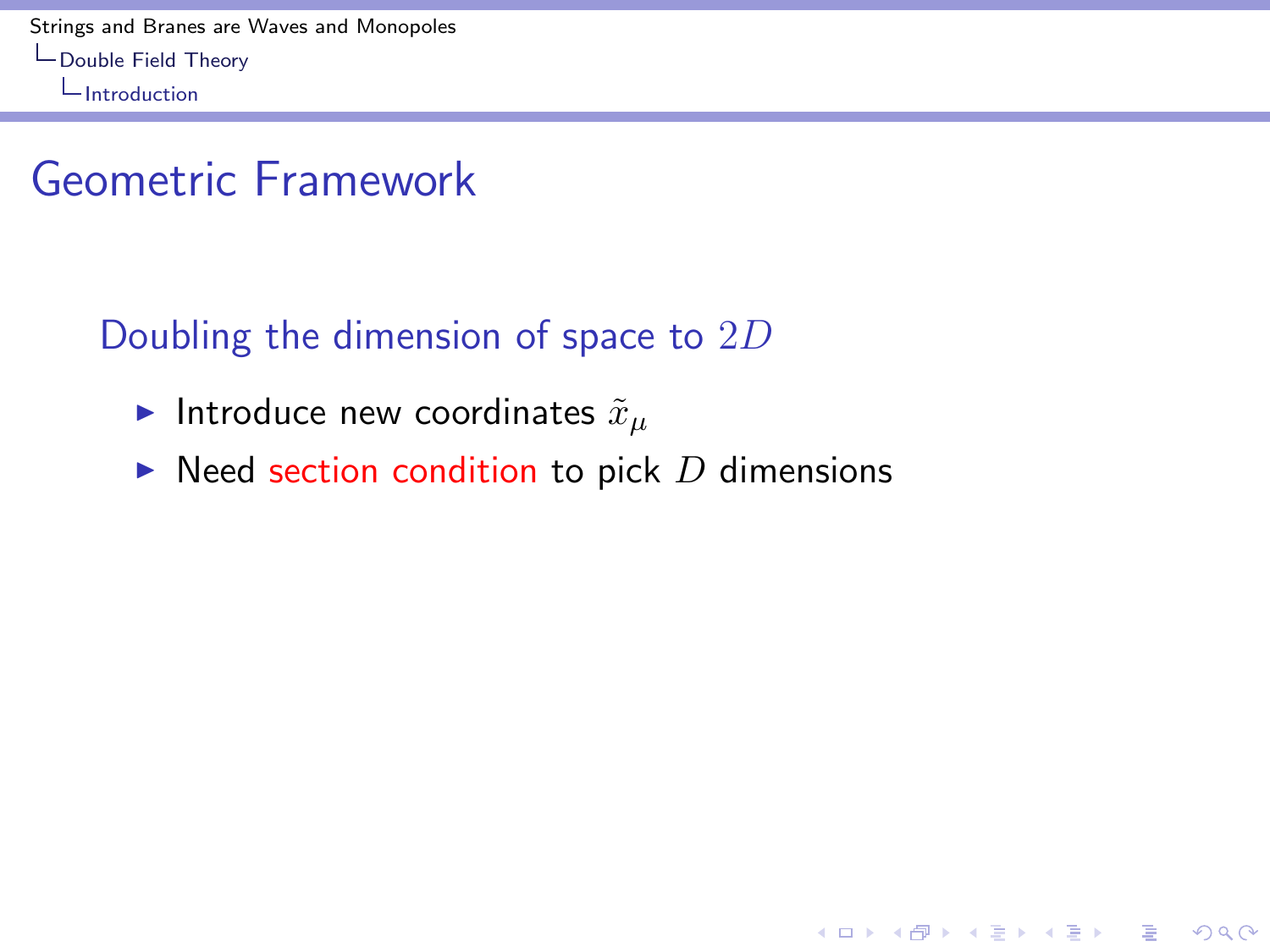# Geometric Framework

## Doubling the dimension of space to $2D$

- Introduce new coordinates $\tilde{x}_\mu$
- Need section condition to pick $D$ dimensions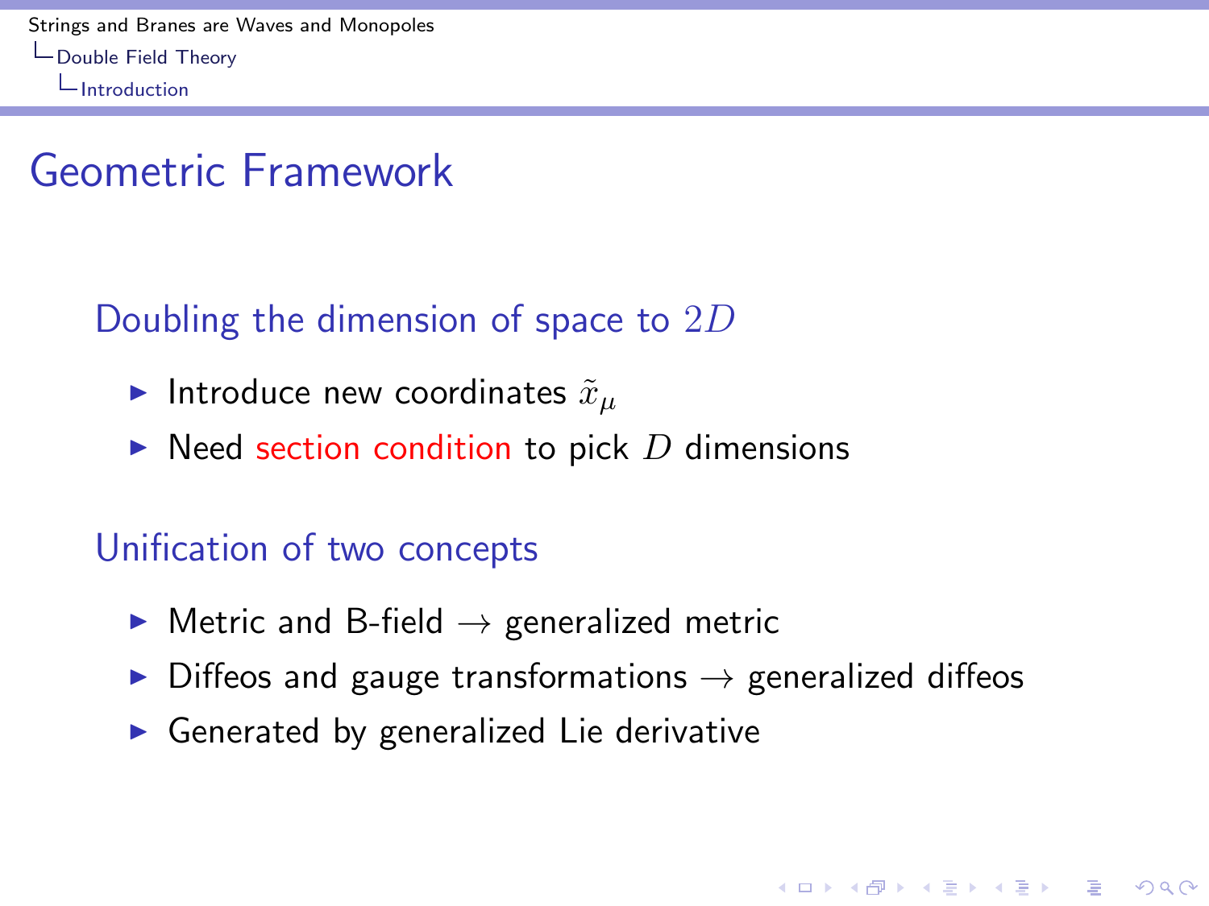# Geometric Framework

## Doubling the dimension of space to $2D$

- Introduce new coordinates $\tilde{x}_\mu$
- Need section condition to pick $D$ dimensions

## Unification of two concepts

- Metric and B-field $\rightarrow$ generalized metric
- Diffeos and gauge transformations $\rightarrow$ generalized diffeos
- Generated by generalized Lie derivative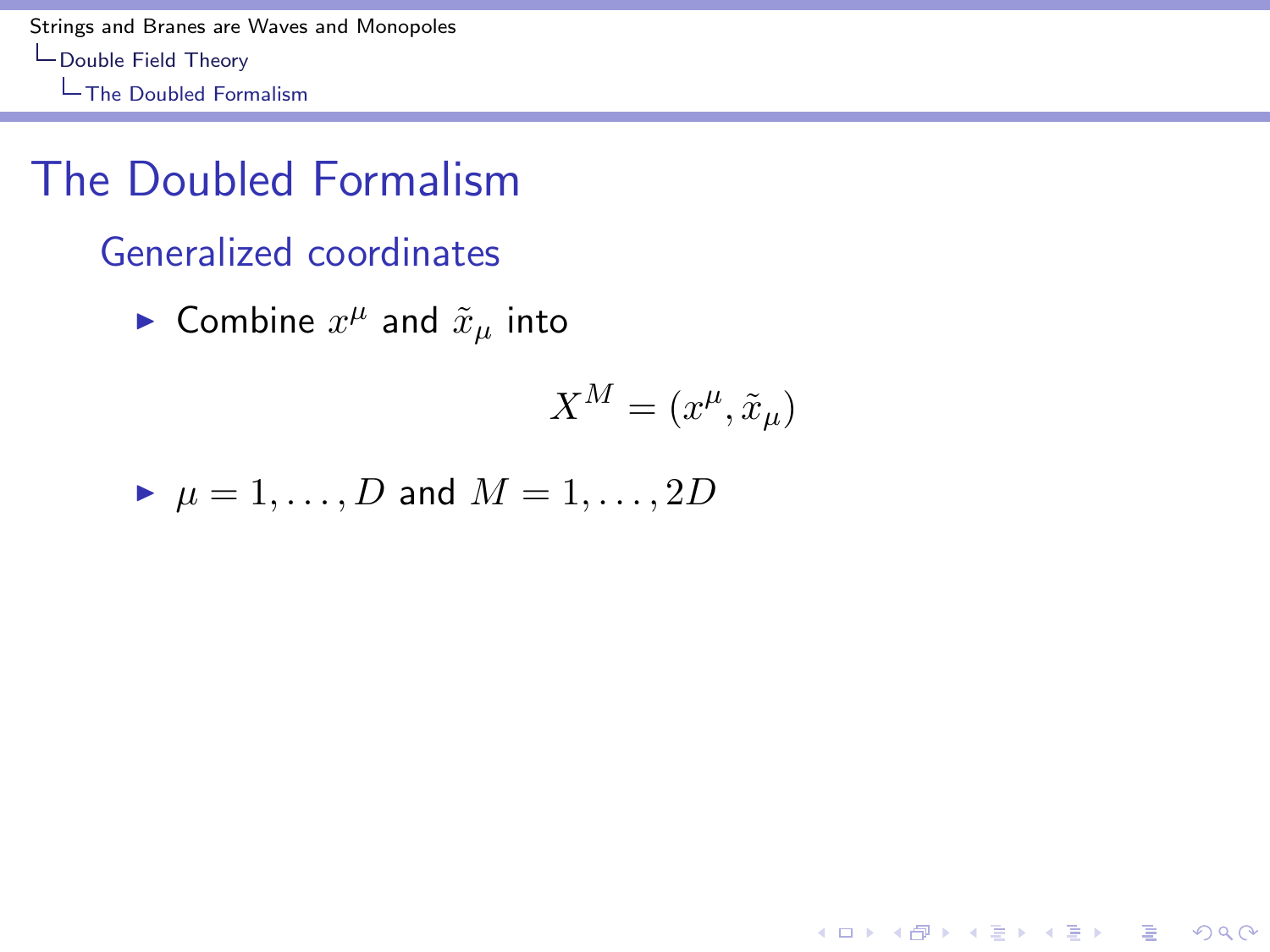# The Doubled Formalism

## Generalized coordinates

- Combine $x^\mu$ and $\tilde{x}_\mu$ into

$$X^M = (x^\mu, \tilde{x}_\mu)$$

- $\mu = 1, \ldots, D$ and $M = 1, \ldots, 2D$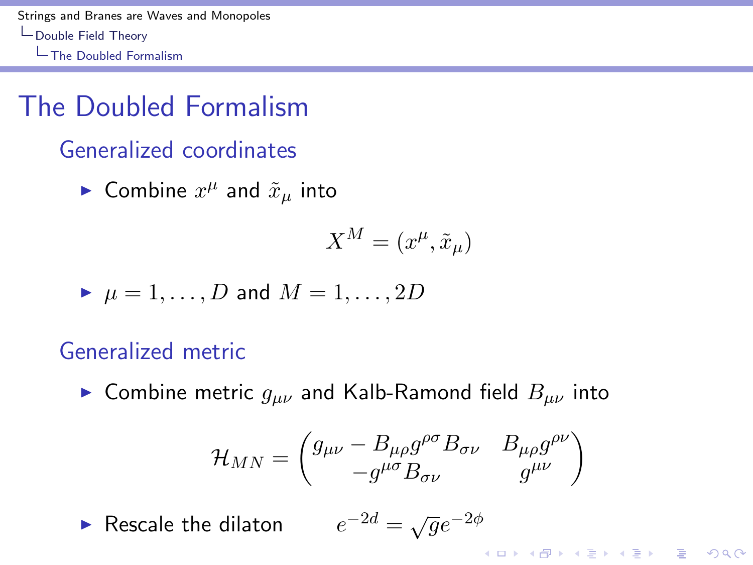# The Doubled Formalism

## Generalized coordinates

- Combine $x^\mu$ and $\tilde{x}_\mu$ into

$$X^M = (x^\mu, \tilde{x}_\mu)$$

- $\mu = 1, \ldots, D$ and $M = 1, \ldots, 2D$

## Generalized metric

- Combine metric $g_{\mu\nu}$ and Kalb-Ramond field $B_{\mu\nu}$ into

$$\mathcal{H}_{MN} = \begin{pmatrix} g_{\mu\nu} - B_{\mu\rho} g^{\rho\sigma} B_{\sigma\nu} & B_{\mu\rho} g^{\rho\nu} \\ -g^{\mu\sigma} B_{\sigma\nu} & g^{\mu\nu} \end{pmatrix}$$

- Rescale the dilaton $\quad e^{-2d} = \sqrt{g} e^{-2\phi}$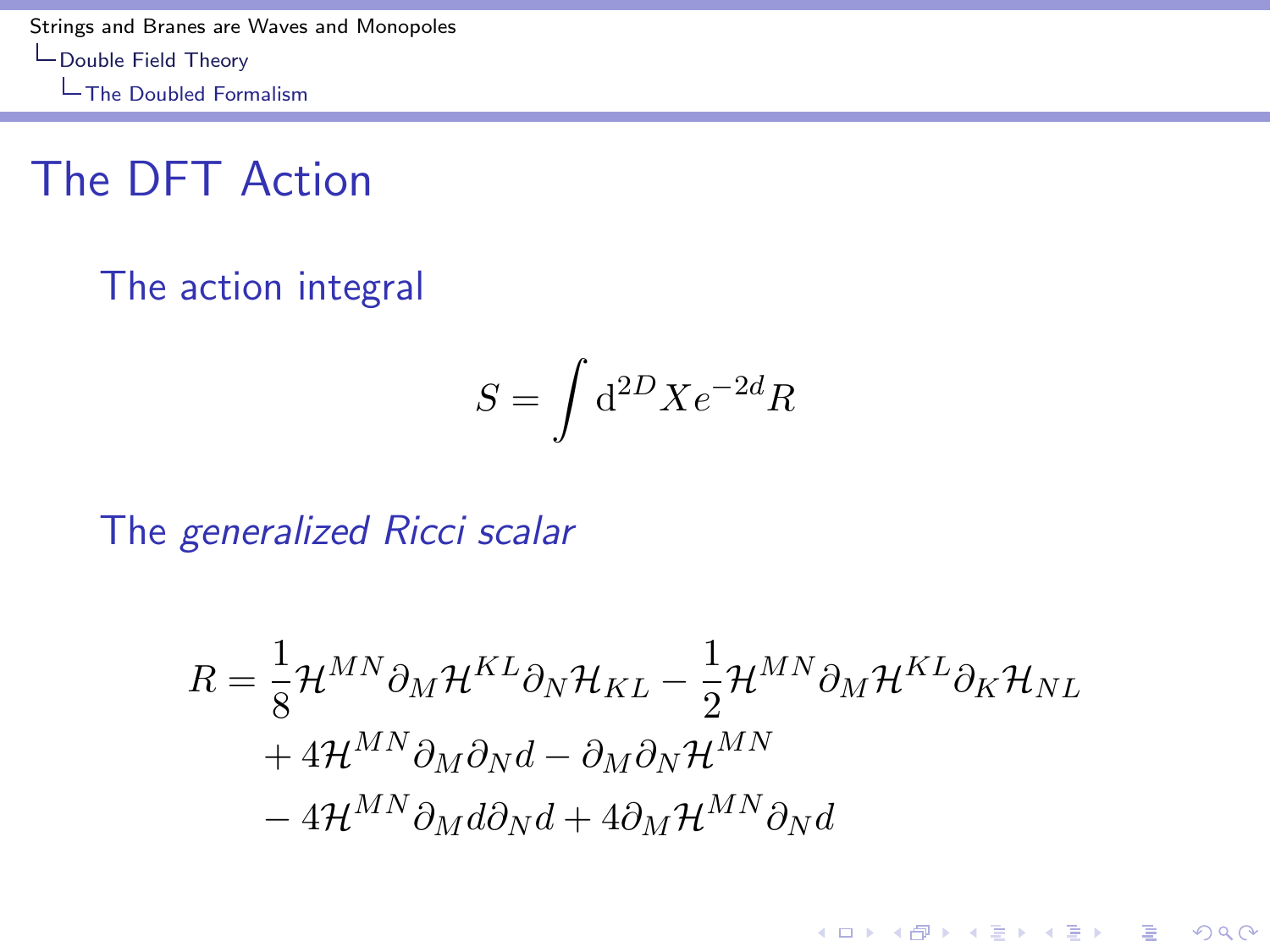# The DFT Action

The action integral

$$S = \int \mathrm{d}^{2D} X e^{-2d} R$$

The *generalized Ricci scalar*

$$\begin{aligned}
R = &\frac{1}{8}\mathcal{H}^{MN}\partial_M \mathcal{H}^{KL}\partial_N \mathcal{H}_{KL} - \frac{1}{2}\mathcal{H}^{MN}\partial_M \mathcal{H}^{KL}\partial_K \mathcal{H}_{NL} \\
&+ 4\mathcal{H}^{MN}\partial_M \partial_N d - \partial_M \partial_N \mathcal{H}^{MN} \\
&- 4\mathcal{H}^{MN}\partial_M d \partial_N d + 4\partial_M \mathcal{H}^{MN}\partial_N d
\end{aligned}$$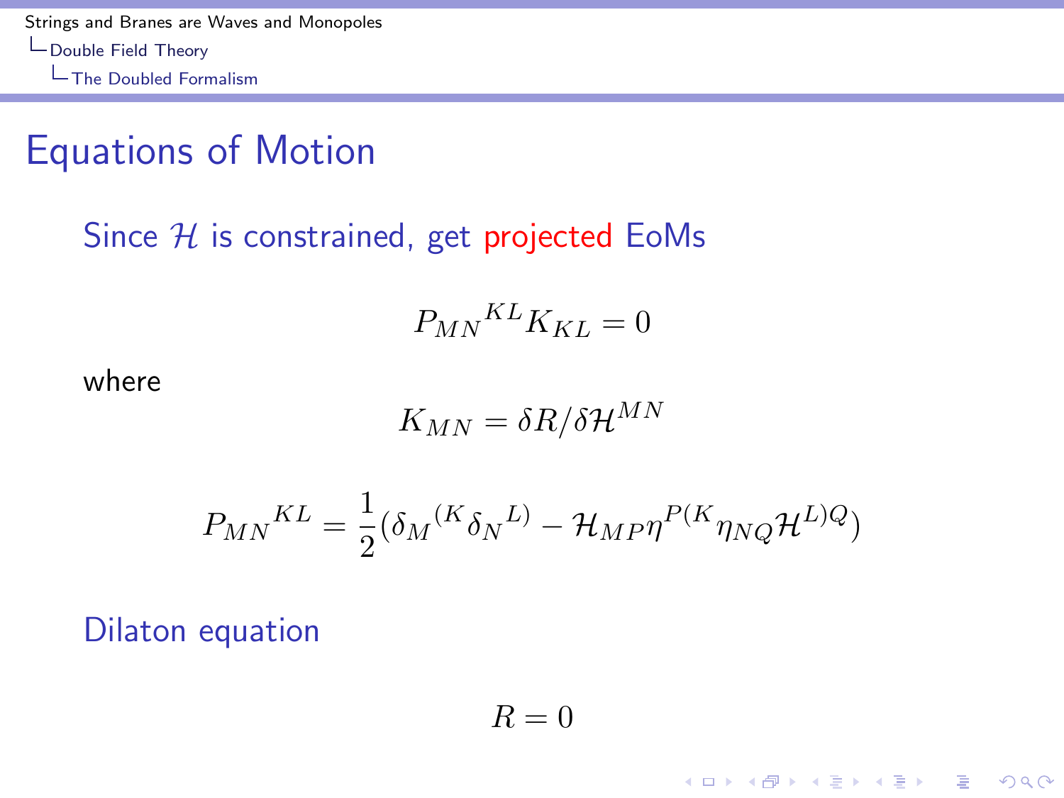# Equations of Motion

Since $\mathcal{H}$ is constrained, get projected EoMs

$$P_{MN}{}^{KL} K_{KL} = 0$$

where

$$K_{MN} = \delta R / \delta \mathcal{H}^{MN}$$

$$P_{MN}{}^{KL} = \frac{1}{2}(\delta_M{}^{(K}\delta_N{}^{L)} - \mathcal{H}_{MP}\eta^{P(K}\eta_{NQ}\mathcal{H}^{L)Q})$$

Dilaton equation

$$R = 0$$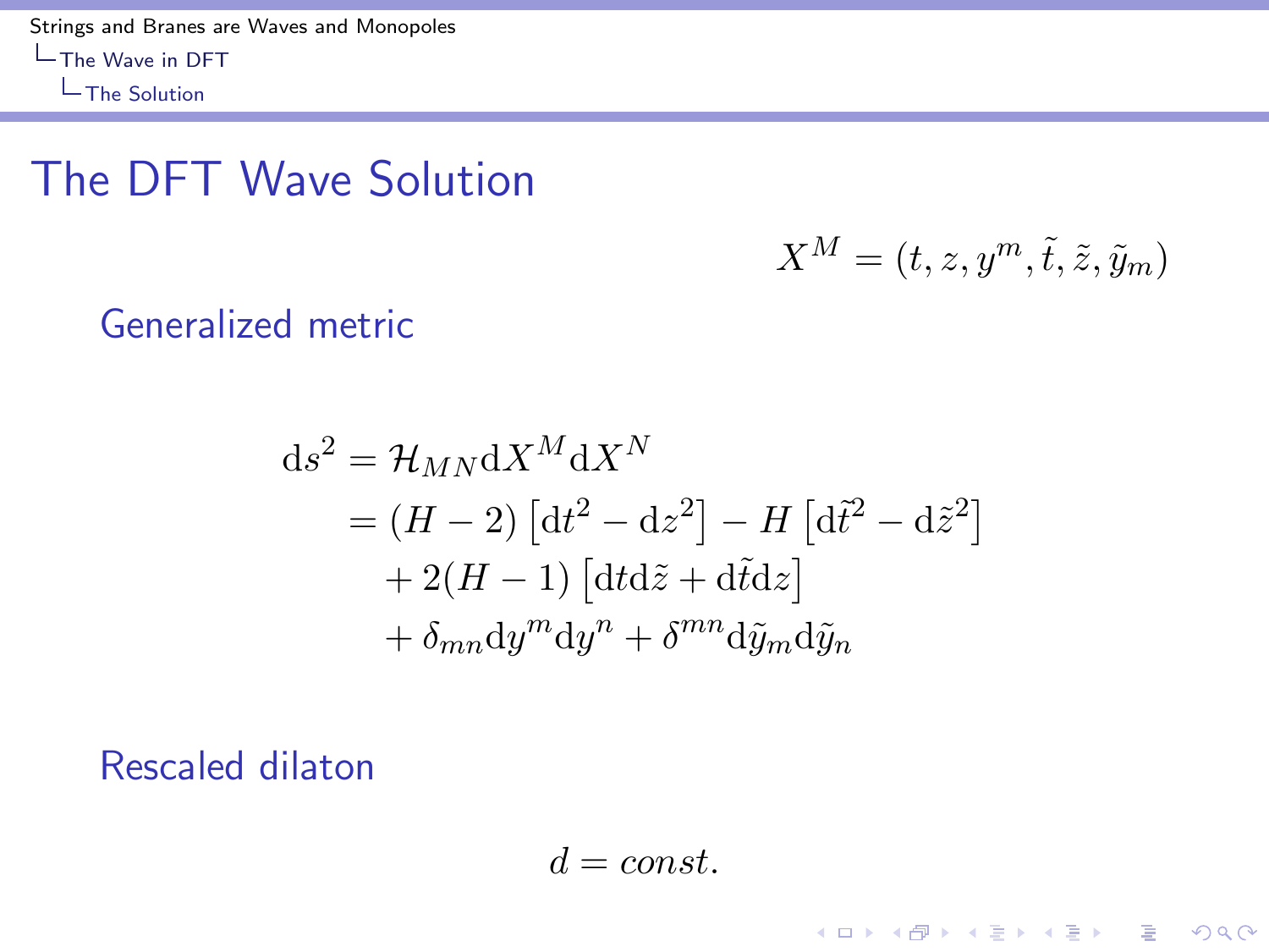# The DFT Wave Solution

$$X^M = (t, z, y^m, \tilde{t}, \tilde{z}, \tilde{y}_m)$$

### Generalized metric

$$
\begin{aligned}
\mathrm{d}s^2 &= \mathcal{H}_{MN}\mathrm{d}X^M\mathrm{d}X^N \\
&= (H-2)\left[\mathrm{d}t^2 - \mathrm{d}z^2\right] - H\left[\mathrm{d}\tilde{t}^2 - \mathrm{d}\tilde{z}^2\right] \\
&\quad + 2(H-1)\left[\mathrm{d}t\mathrm{d}\tilde{z} + \mathrm{d}\tilde{t}\mathrm{d}z\right] \\
&\quad + \delta_{mn}\mathrm{d}y^m\mathrm{d}y^n + \delta^{mn}\mathrm{d}\tilde{y}_m\mathrm{d}\tilde{y}_n
\end{aligned}
$$

### Rescaled dilaton

$$d = const.$$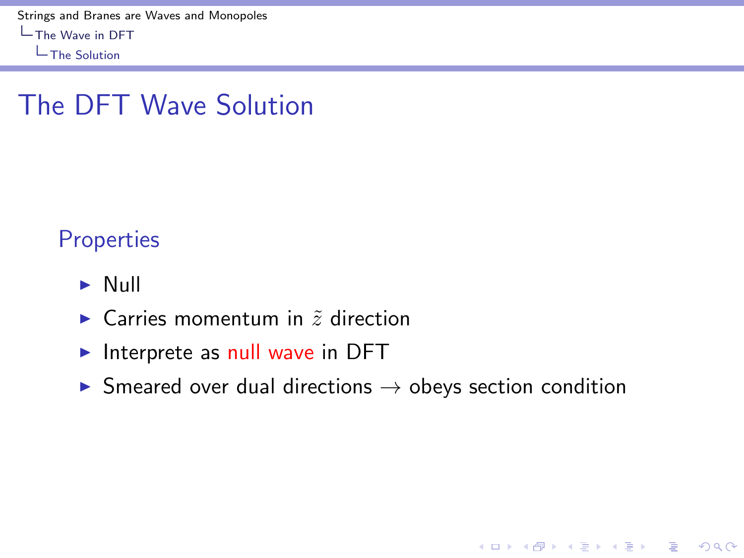# The DFT Wave Solution

## Properties

- Null
- Carries momentum in $\tilde{z}$ direction
- Interprete as null wave in DFT
- Smeared over dual directions $\rightarrow$ obeys section condition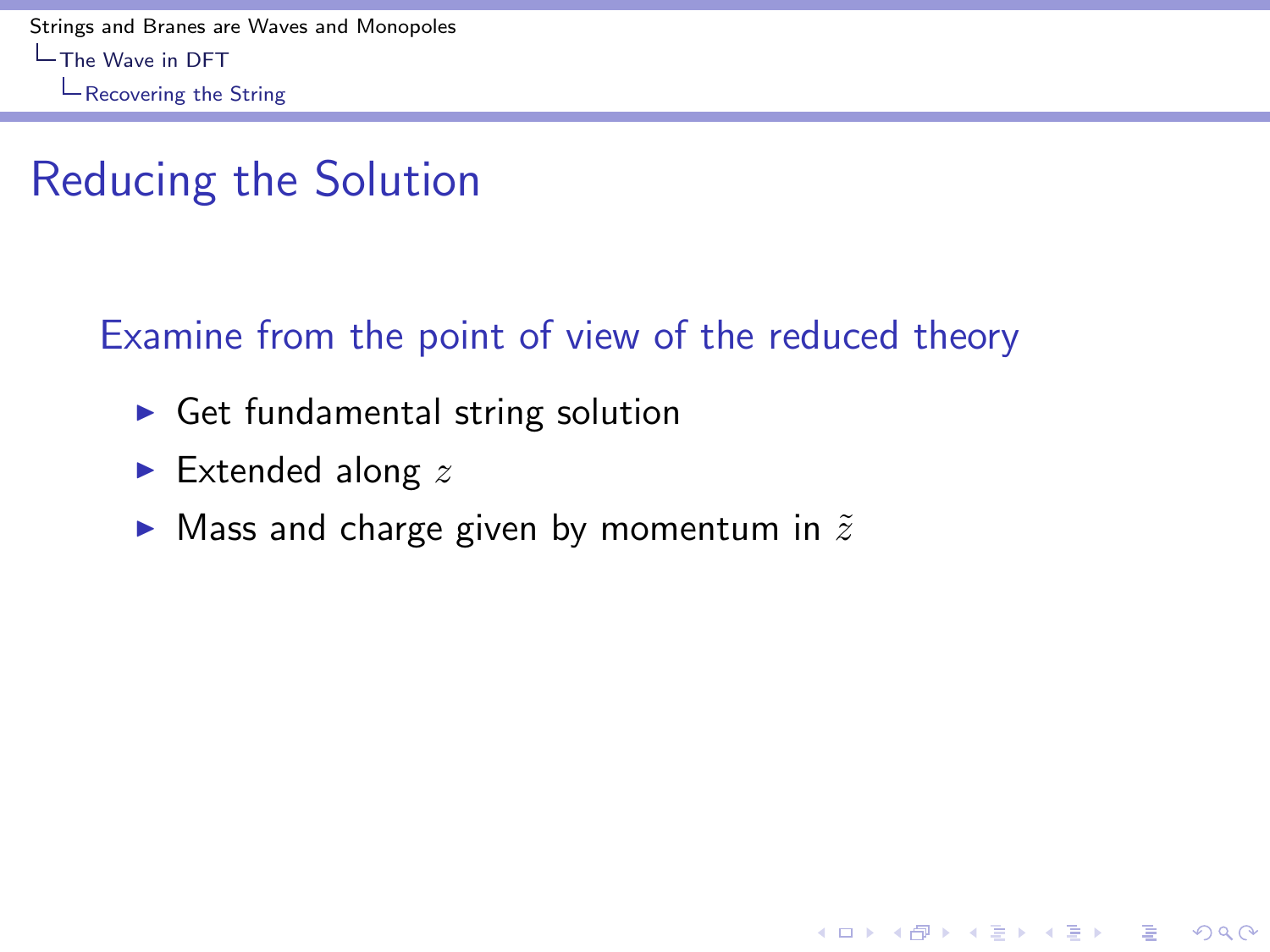# Reducing the Solution

Examine from the point of view of the reduced theory

- Get fundamental string solution
- Extended along $z$
- Mass and charge given by momentum in $\tilde{z}$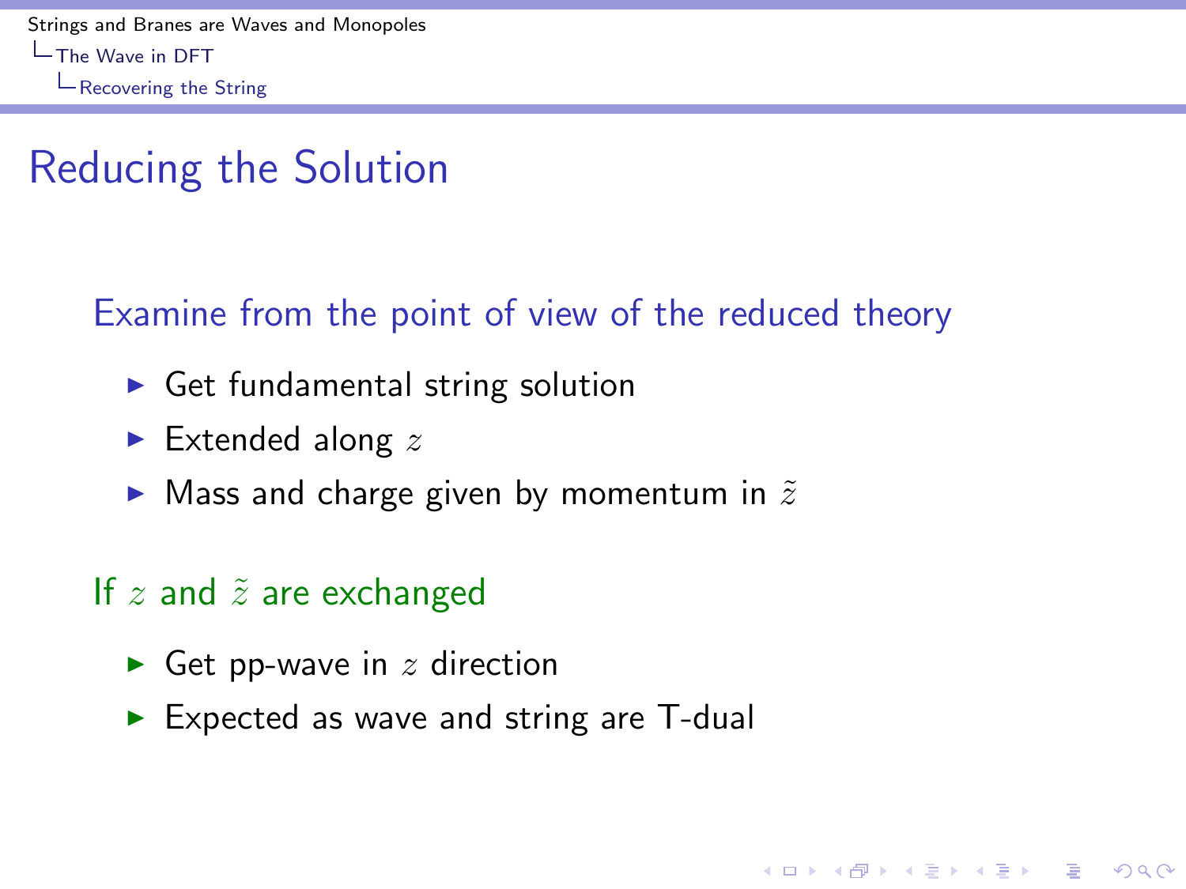# Reducing the Solution

Examine from the point of view of the reduced theory

- Get fundamental string solution
- Extended along $z$
- Mass and charge given by momentum in $\tilde{z}$

If $z$ and $\tilde{z}$ are exchanged

- Get pp-wave in $z$ direction
- Expected as wave and string are T-dual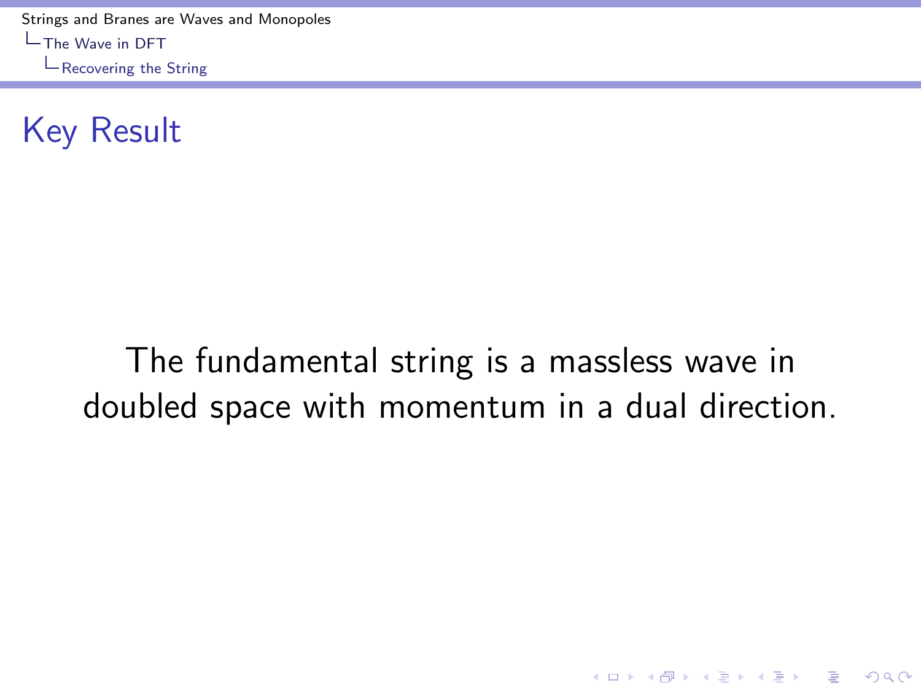# Key Result

The fundamental string is a massless wave in doubled space with momentum in a dual direction.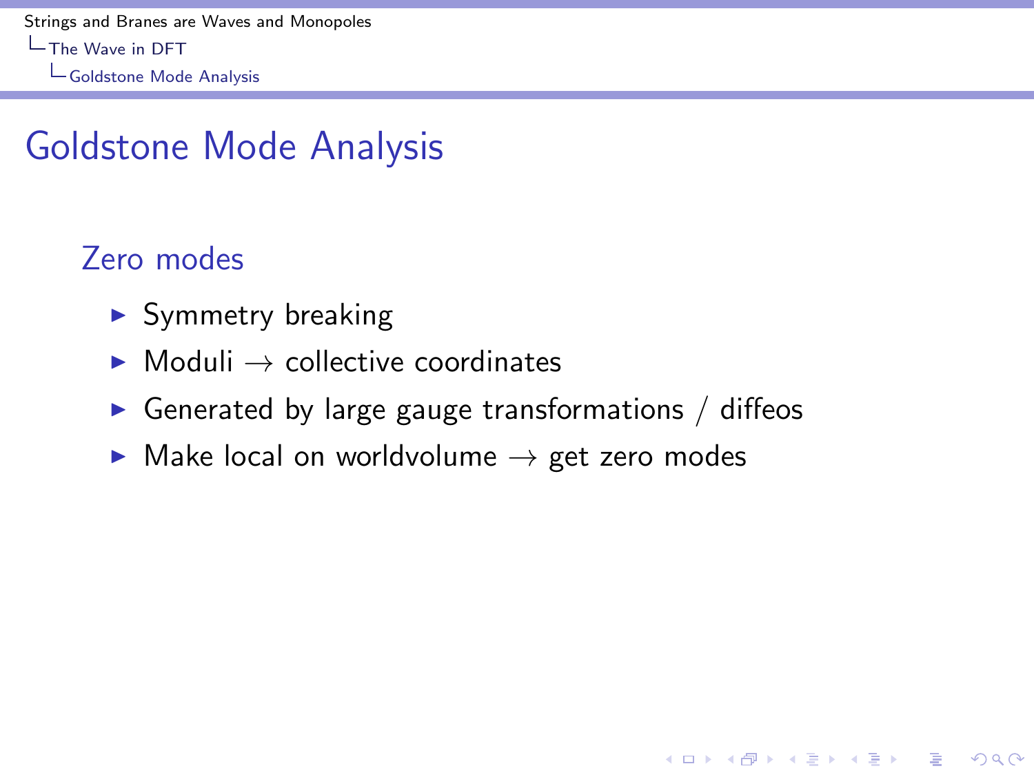# Goldstone Mode Analysis

## Zero modes

- Symmetry breaking
- Moduli $\rightarrow$ collective coordinates
- Generated by large gauge transformations / diffeos
- Make local on worldvolume $\rightarrow$ get zero modes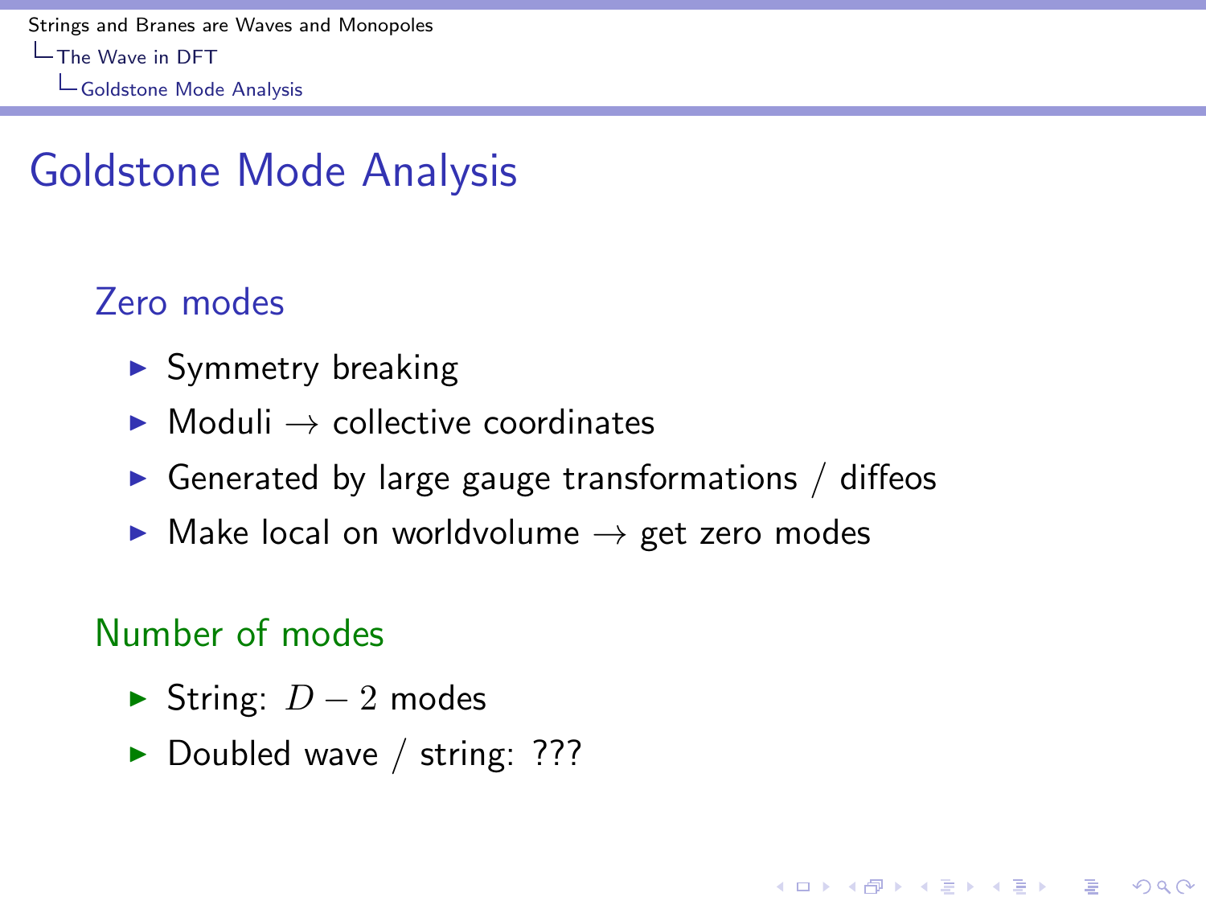# Goldstone Mode Analysis

### Zero modes

- Symmetry breaking
- Moduli $\rightarrow$ collective coordinates
- Generated by large gauge transformations / diffeos
- Make local on worldvolume $\rightarrow$ get zero modes

### Number of modes

- String: $D - 2$ modes
- Doubled wave / string: ???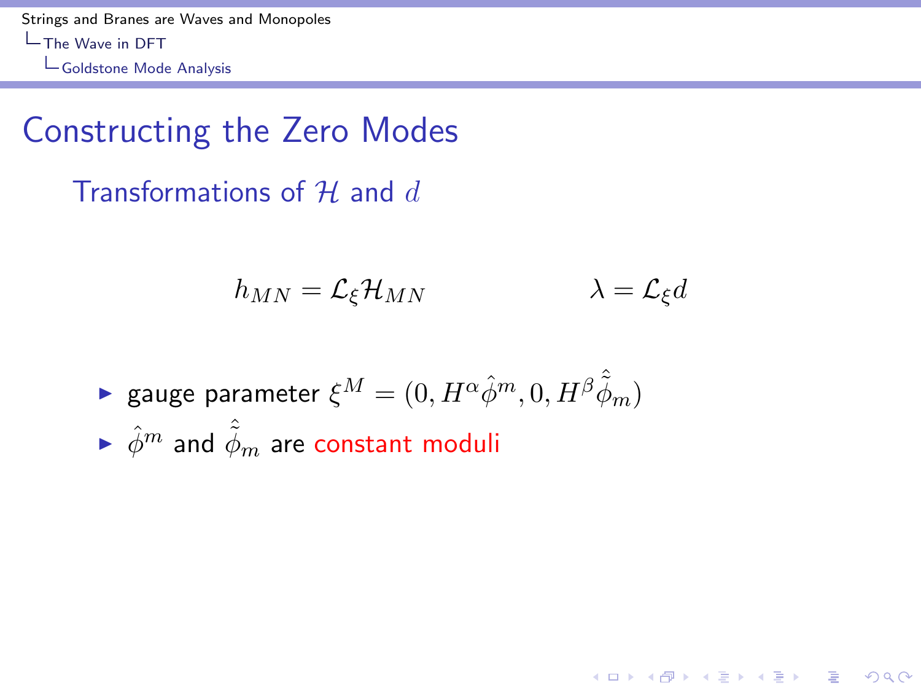# Constructing the Zero Modes

## Transformations of $\mathcal{H}$ and $d$

$$h_{MN} = \mathcal{L}_\xi \mathcal{H}_{MN} \qquad\qquad \lambda = \mathcal{L}_\xi d$$

- gauge parameter $\xi^M = (0, H^\alpha \hat{\phi}^m, 0, H^\beta \hat{\tilde{\phi}}_m)$
- $\hat{\phi}^m$ and $\hat{\tilde{\phi}}_m$ are constant moduli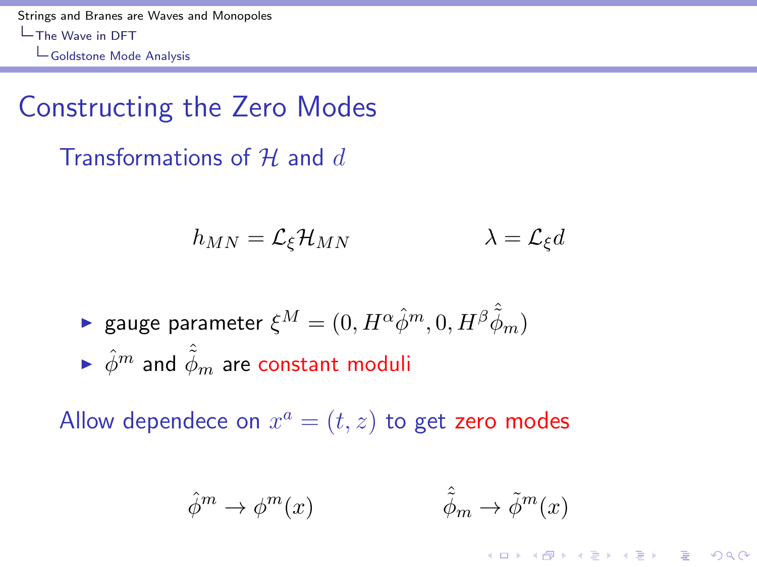# Constructing the Zero Modes

## Transformations of $\mathcal{H}$ and $d$

$$h_{MN} = \mathcal{L}_\xi \mathcal{H}_{MN} \qquad\qquad \lambda = \mathcal{L}_\xi d$$

- gauge parameter $\xi^M = (0, H^\alpha \hat{\phi}^m, 0, H^\beta \hat{\tilde{\phi}}_m)$
- $\hat{\phi}^m$ and $\hat{\tilde{\phi}}_m$ are constant moduli

## Allow dependece on $x^a = (t, z)$ to get zero modes

$$\hat{\phi}^m \to \phi^m(x) \qquad\qquad \hat{\tilde{\phi}}_m \to \tilde{\phi}^m(x)$$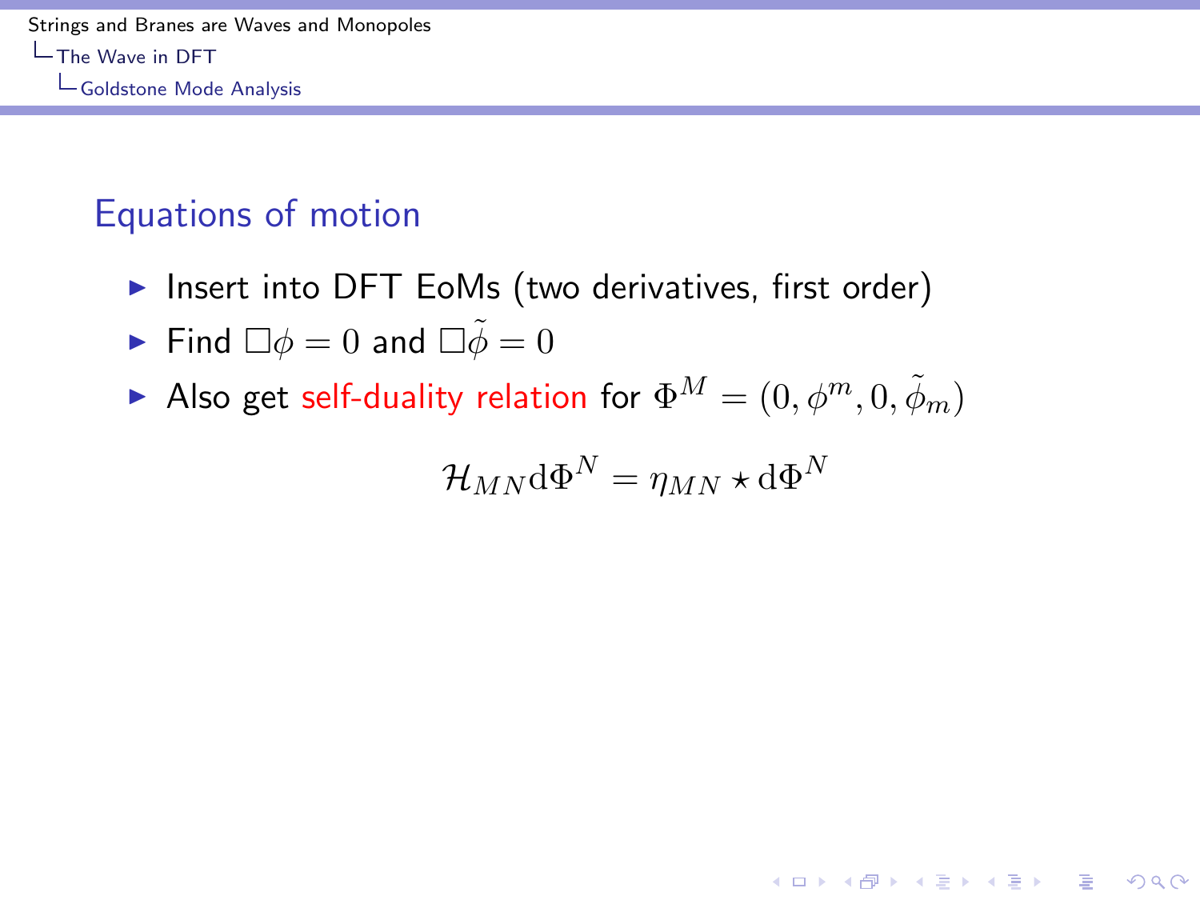## Equations of motion

- Insert into DFT EoMs (two derivatives, first order)
- Find $\Box\phi = 0$ and $\Box\tilde{\phi} = 0$
- Also get self-duality relation for $\Phi^M = (0, \phi^m, 0, \tilde{\phi}_m)$

$$\mathcal{H}_{MN} \mathrm{d}\Phi^N = \eta_{MN} \star \mathrm{d}\Phi^N$$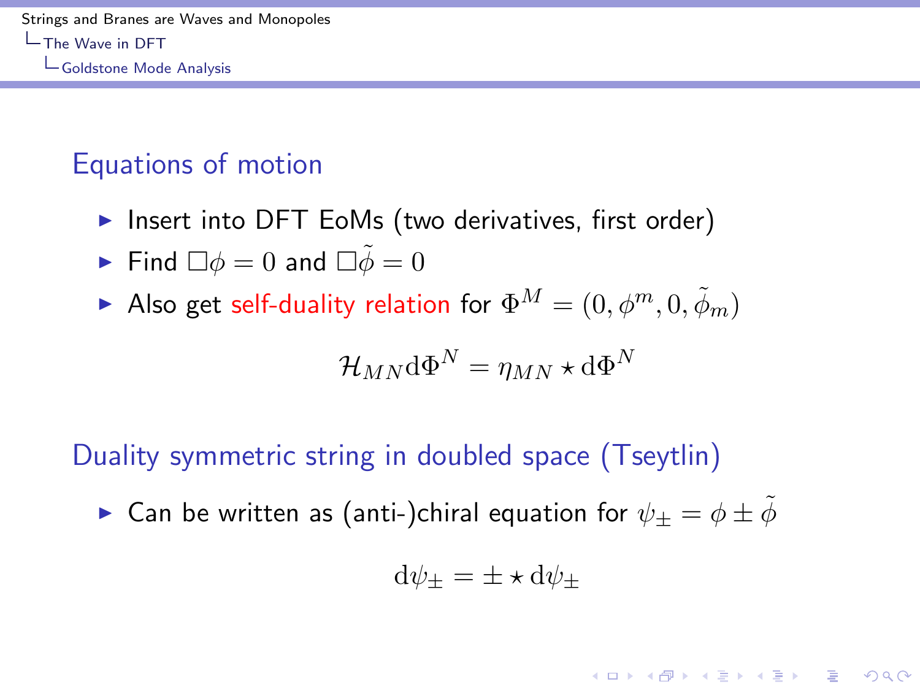## Equations of motion

- Insert into DFT EoMs (two derivatives, first order)
- Find $\Box\phi = 0$ and $\Box\tilde{\phi} = 0$
- Also get self-duality relation for $\Phi^M = (0, \phi^m, 0, \tilde{\phi}_m)$

$$\mathcal{H}_{MN}\mathrm{d}\Phi^N = \eta_{MN} \star \mathrm{d}\Phi^N$$

## Duality symmetric string in doubled space (Tseytlin)

- Can be written as (anti-)chiral equation for $\psi_\pm = \phi \pm \tilde{\phi}$

$$\mathrm{d}\psi_\pm = \pm \star \mathrm{d}\psi_\pm$$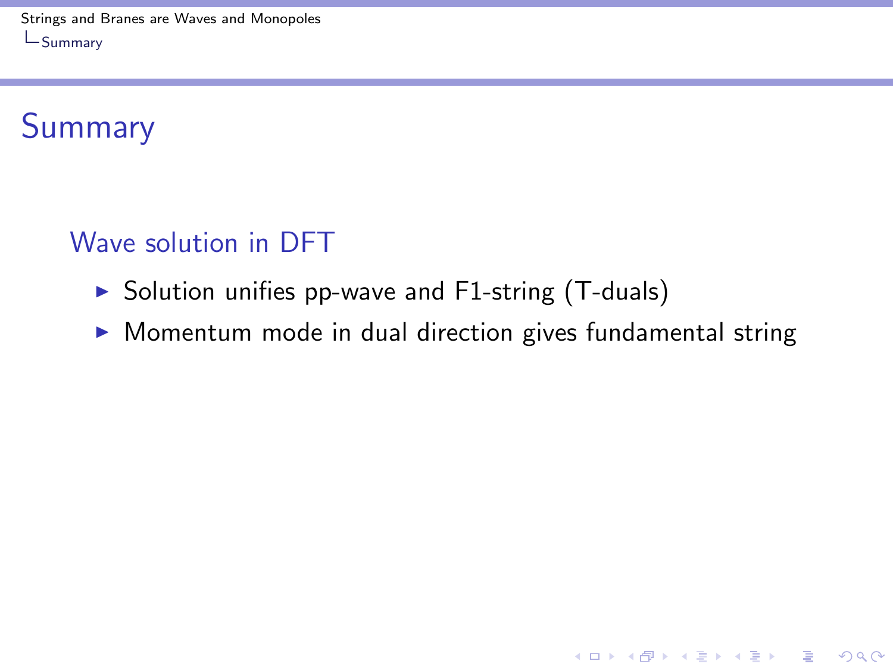# Summary

## Wave solution in DFT

- Solution unifies pp-wave and F1-string (T-duals)
- Momentum mode in dual direction gives fundamental string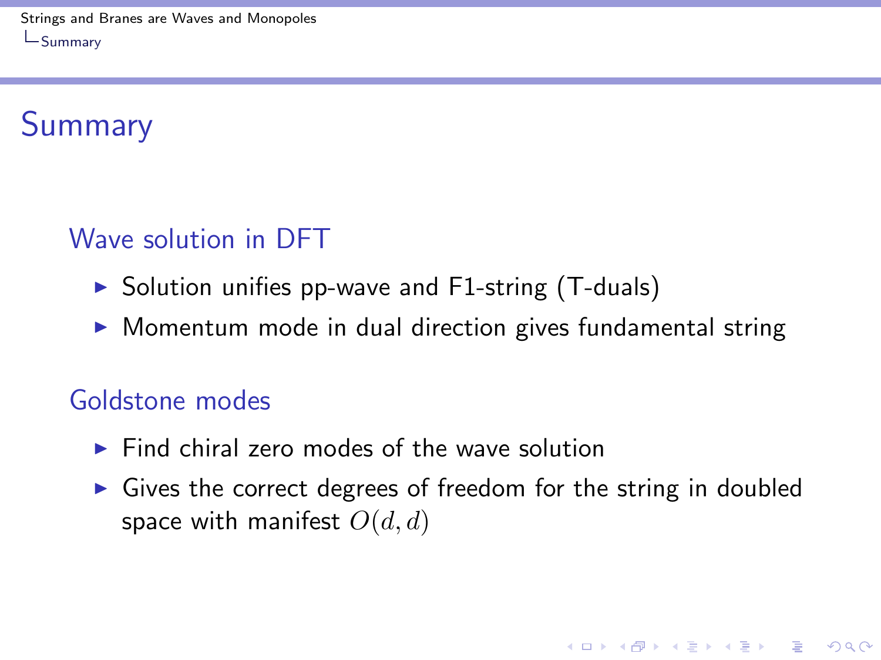# Summary

## Wave solution in DFT

- Solution unifies pp-wave and F1-string (T-duals)
- Momentum mode in dual direction gives fundamental string

## Goldstone modes

- Find chiral zero modes of the wave solution
- Gives the correct degrees of freedom for the string in doubled space with manifest $O(d,d)$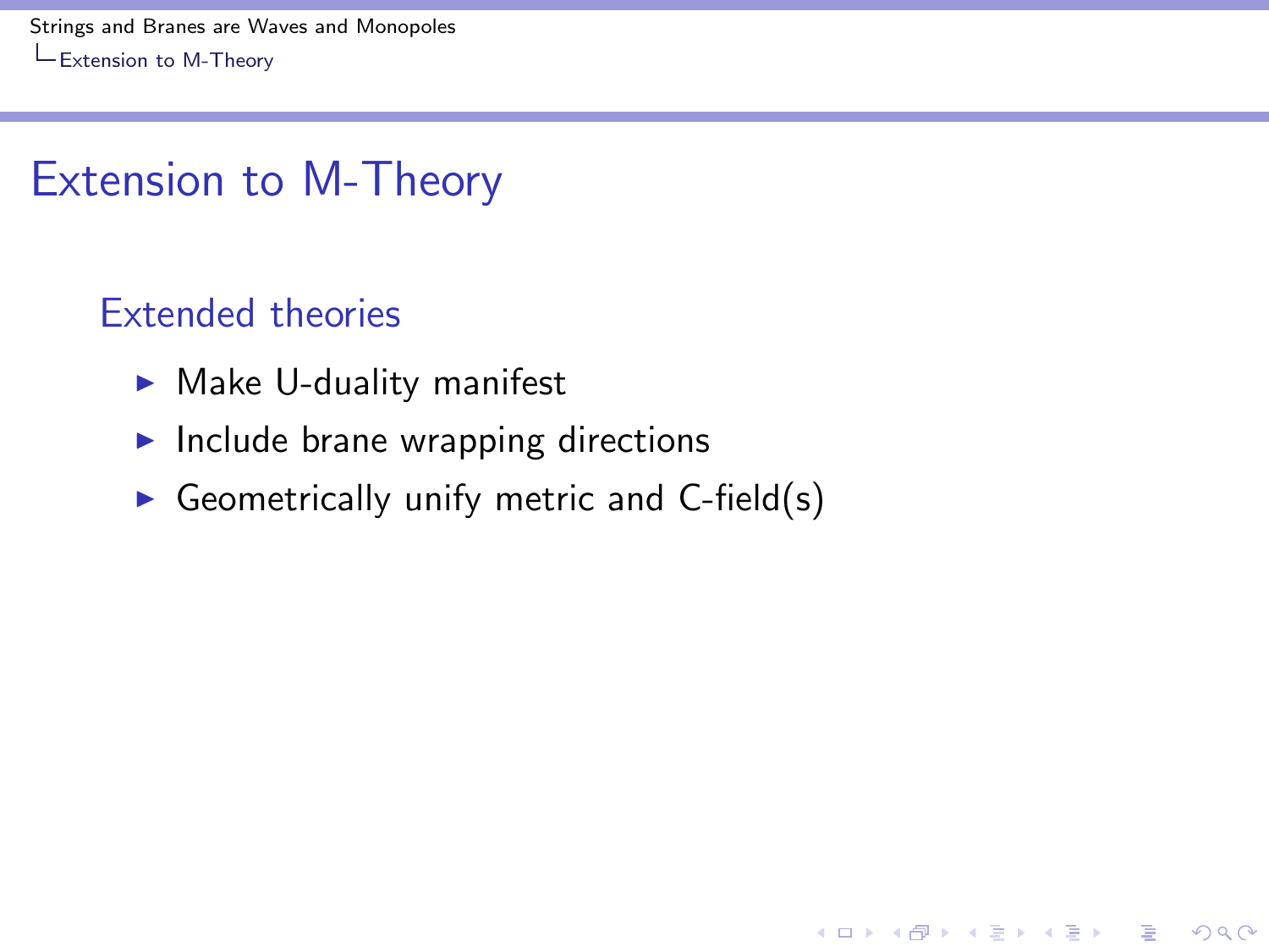# Extension to M-Theory

## Extended theories

- Make U-duality manifest
- Include brane wrapping directions
- Geometrically unify metric and C-field(s)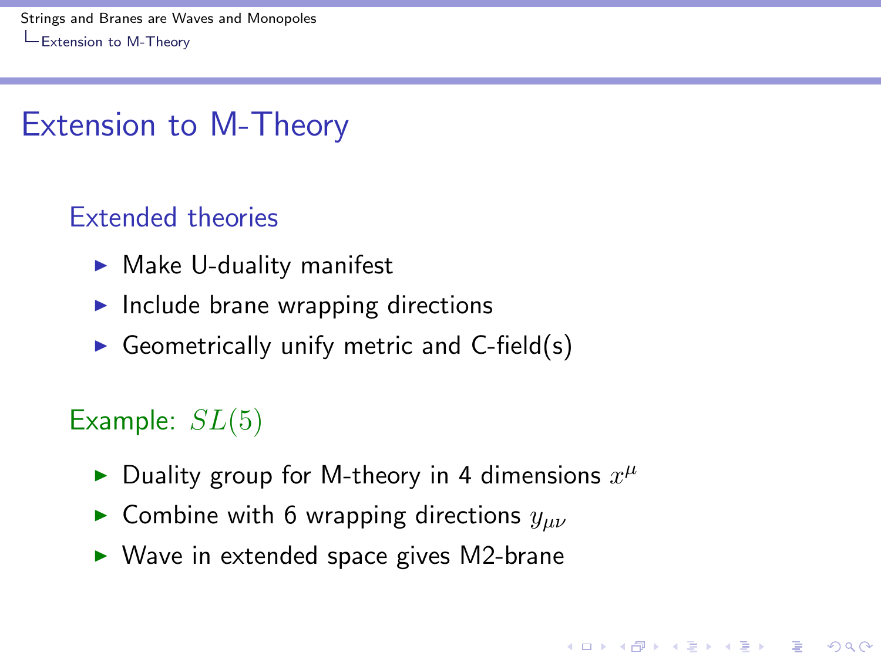# Extension to M-Theory

## Extended theories

- Make U-duality manifest
- Include brane wrapping directions
- Geometrically unify metric and C-field(s)

## Example: $SL(5)$

- Duality group for M-theory in 4 dimensions $x^\mu$
- Combine with 6 wrapping directions $y_{\mu\nu}$
- Wave in extended space gives M2-brane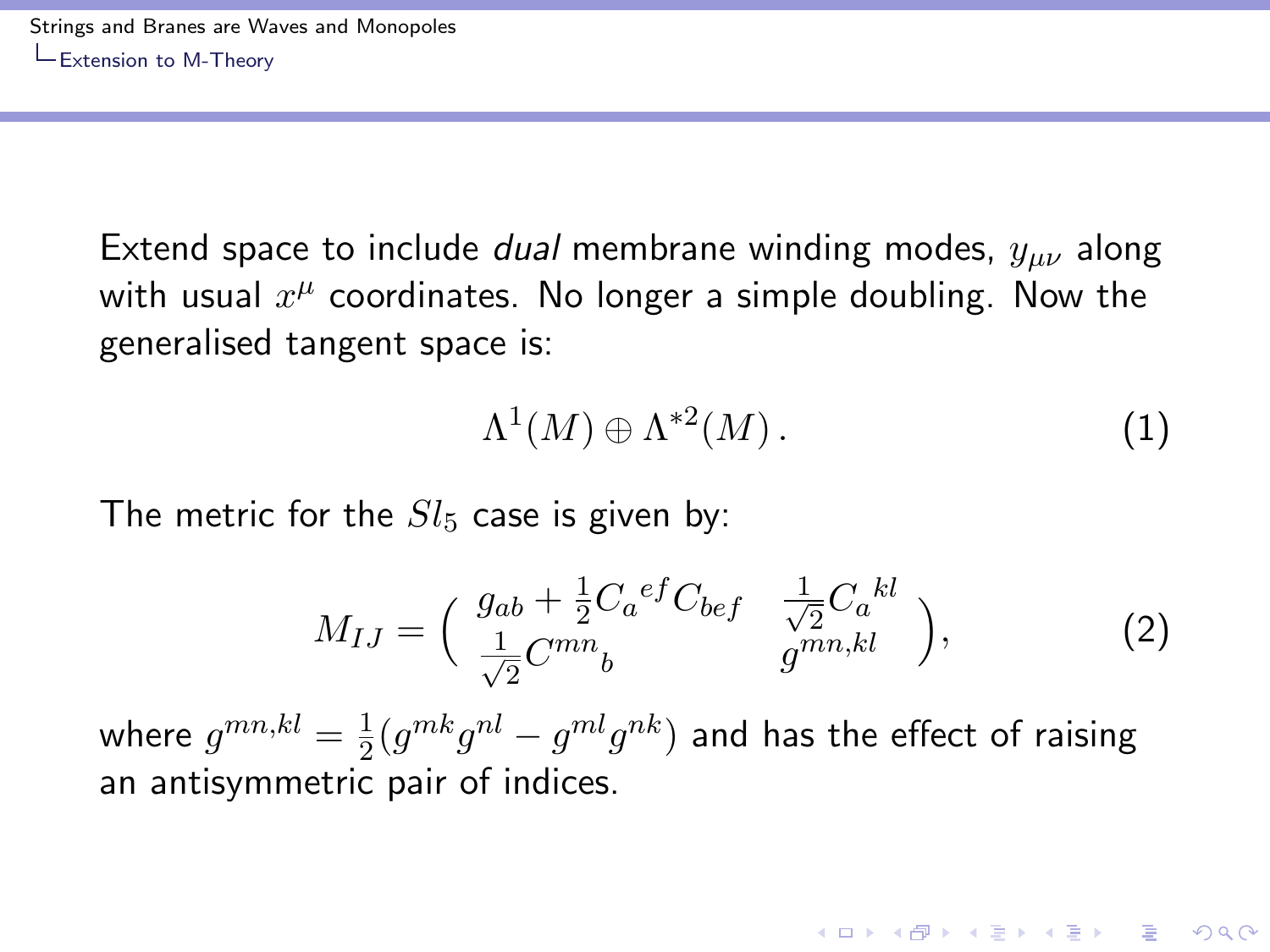Extend space to include *dual* membrane winding modes, $y_{\mu\nu}$ along with usual $x^\mu$ coordinates. No longer a simple doubling. Now the generalised tangent space is:

$$\Lambda^1(M) \oplus \Lambda^{*2}(M)\,. \tag{1}$$

The metric for the $Sl_5$ case is given by:

$$M_{IJ} = \begin{pmatrix} g_{ab} + \frac{1}{2} C_a{}^{ef} C_{bef} & \frac{1}{\sqrt{2}} C_a{}^{kl} \\ \frac{1}{\sqrt{2}} C^{mn}{}_b & g^{mn,kl} \end{pmatrix}, \tag{2}$$

where $g^{mn,kl} = \frac{1}{2}(g^{mk}g^{nl} - g^{ml}g^{nk})$ and has the effect of raising an antisymmetric pair of indices.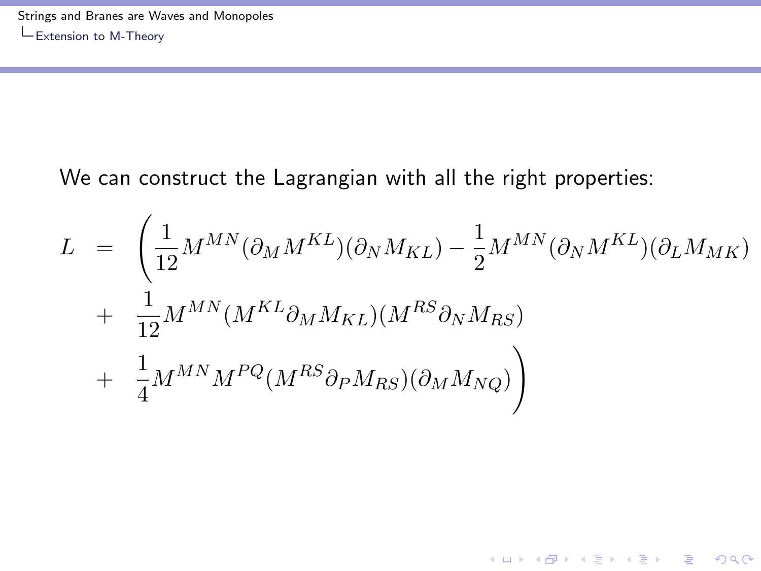We can construct the Lagrangian with all the right properties:

$$
\begin{aligned}
L \;=\; & \left( \frac{1}{12} M^{MN} (\partial_M M^{KL})(\partial_N M_{KL}) - \frac{1}{2} M^{MN} (\partial_N M^{KL})(\partial_L M_{MK}) \right. \\
+ \; & \frac{1}{12} M^{MN} (M^{KL} \partial_M M_{KL})(M^{RS} \partial_N M_{RS}) \\
+ \; & \left. \frac{1}{4} M^{MN} M^{PQ} (M^{RS} \partial_P M_{RS})(\partial_M M_{NQ}) \right)
\end{aligned}
$$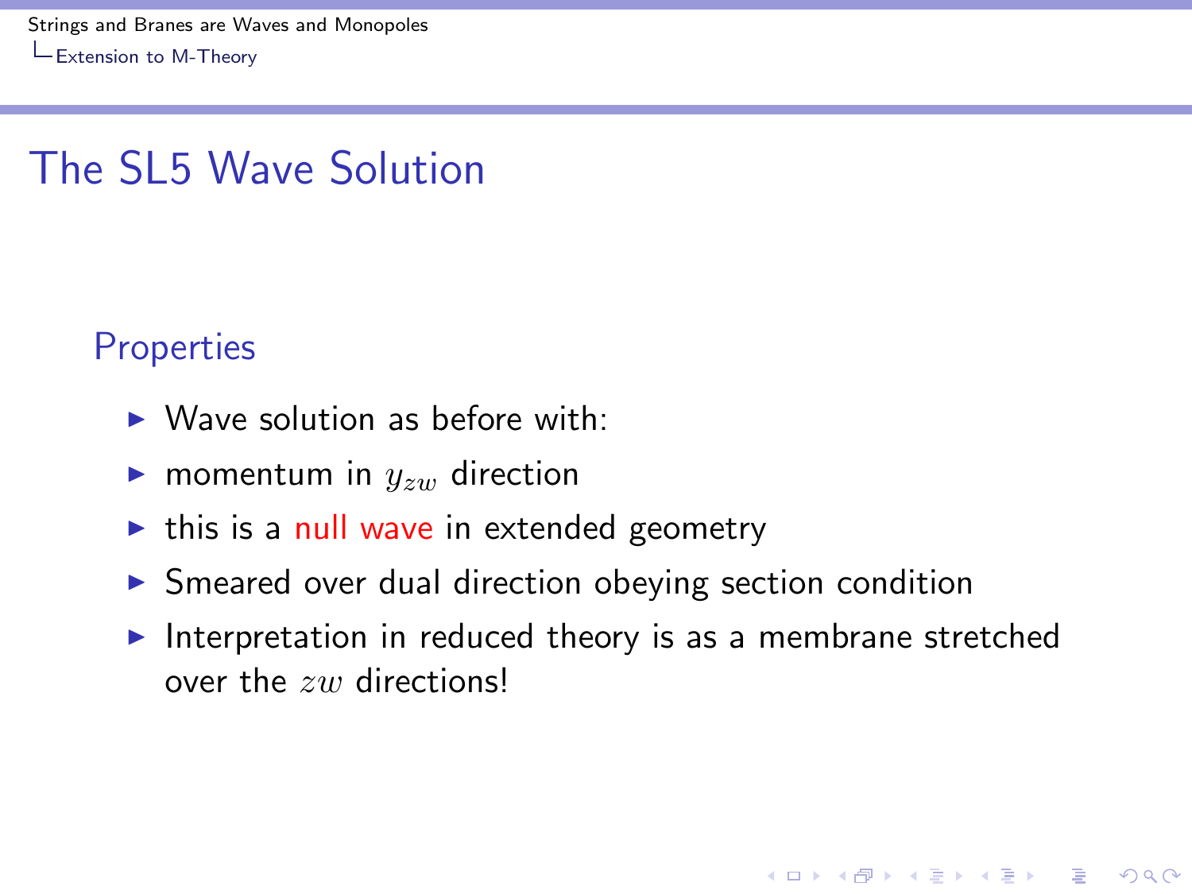# The SL5 Wave Solution

## Properties

- Wave solution as before with:
- momentum in $y_{zw}$ direction
- this is a null wave in extended geometry
- Smeared over dual direction obeying section condition
- Interpretation in reduced theory is as a membrane stretched over the $zw$ directions!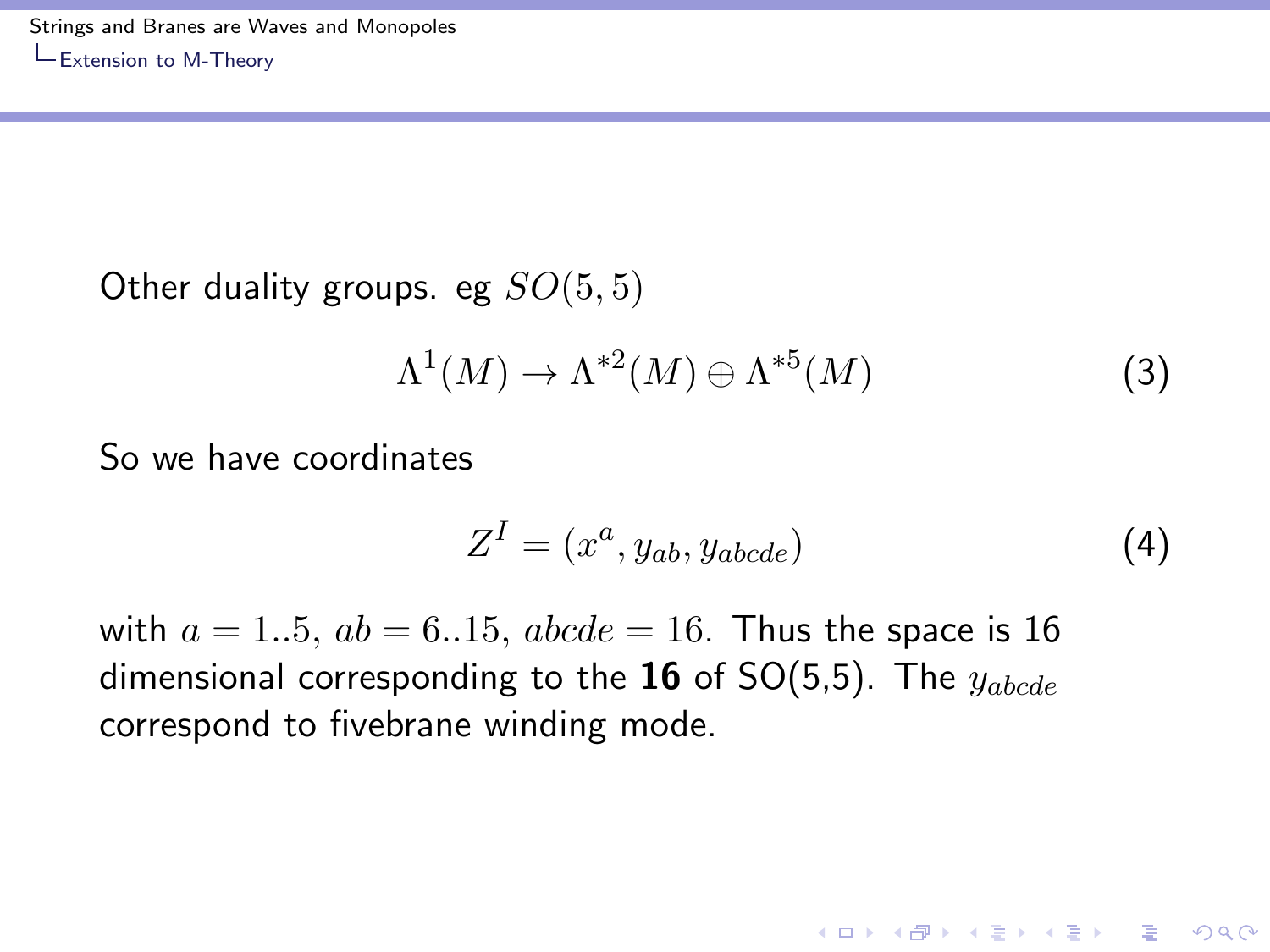Other duality groups. eg $SO(5,5)$

$$\Lambda^1(M) \to \Lambda^{*2}(M) \oplus \Lambda^{*5}(M) \tag{3}$$

So we have coordinates

$$Z^I = (x^a, y_{ab}, y_{abcde}) \tag{4}$$

with $a = 1..5$, $ab = 6..15$, $abcde = 16$. Thus the space is 16 dimensional corresponding to the **16** of SO(5,5). The $y_{abcde}$ correspond to fivebrane winding mode.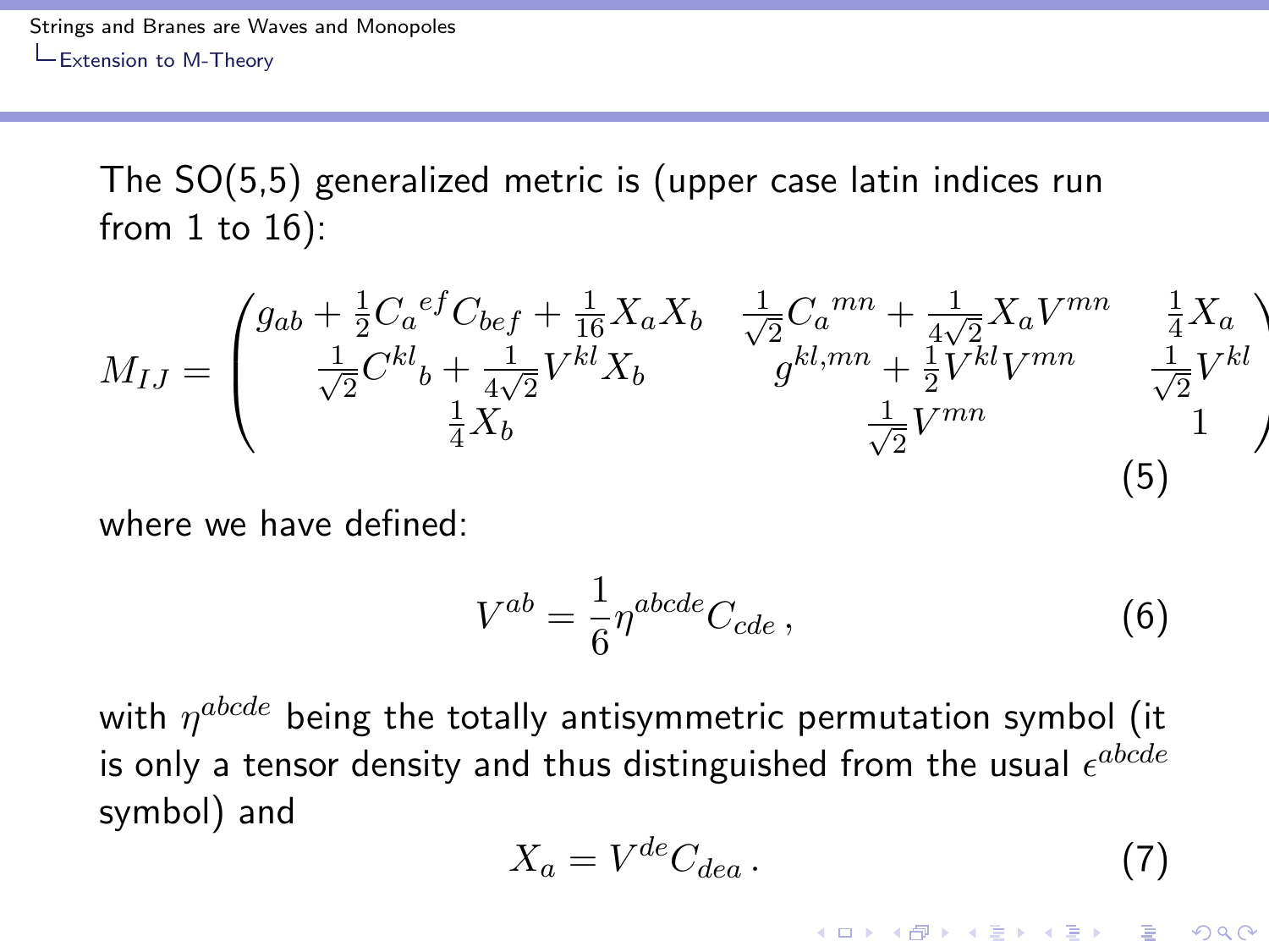The SO(5,5) generalized metric is (upper case latin indices run from 1 to 16):

$$
M_{IJ} = \begin{pmatrix} g_{ab} + \frac{1}{2}C_a{}^{ef}C_{bef} + \frac{1}{16}X_aX_b & \frac{1}{\sqrt{2}}C_a{}^{mn} + \frac{1}{4\sqrt{2}}X_aV^{mn} & \frac{1}{4}X_a \\ \frac{1}{\sqrt{2}}C^{kl}{}_b + \frac{1}{4\sqrt{2}}V^{kl}X_b & g^{kl,mn} + \frac{1}{2}V^{kl}V^{mn} & \frac{1}{\sqrt{2}}V^{kl} \\ \frac{1}{4}X_b & \frac{1}{\sqrt{2}}V^{mn} & 1 \end{pmatrix} \tag{5}
$$

where we have defined:

$$
V^{ab} = \frac{1}{6}\eta^{abcde}C_{cde}\,, \tag{6}
$$

with $\eta^{abcde}$ being the totally antisymmetric permutation symbol (it is only a tensor density and thus distinguished from the usual $\epsilon^{abcde}$ symbol) and

$$
X_a = V^{de}C_{dea}\,. \tag{7}
$$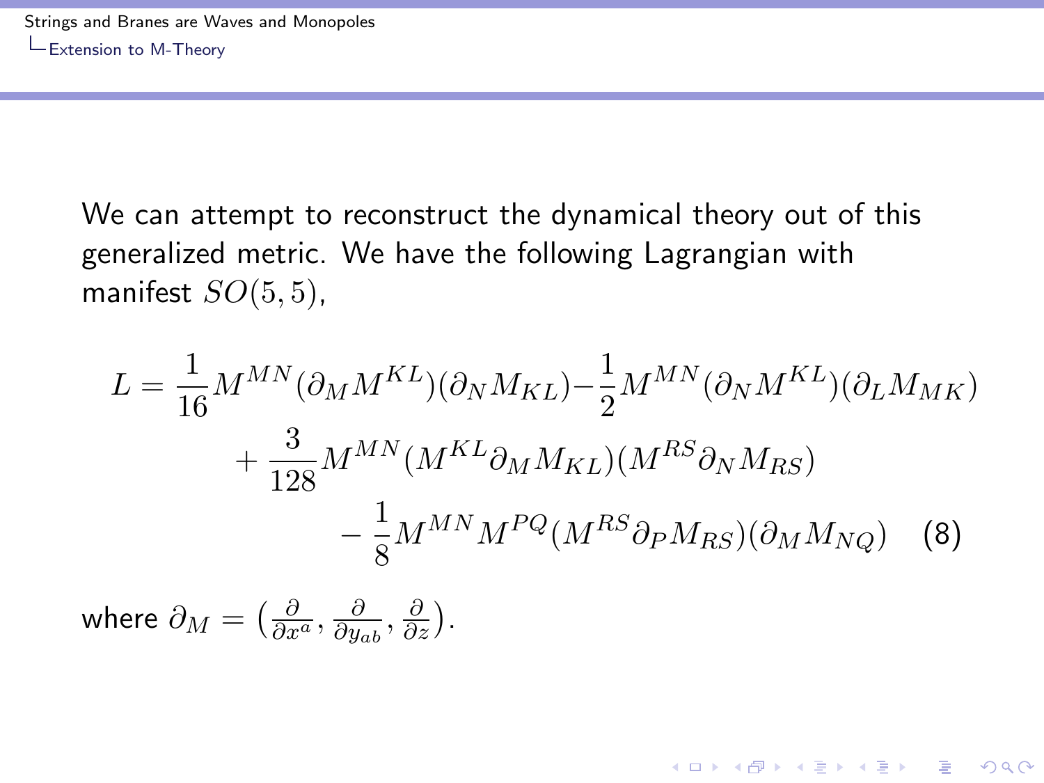We can attempt to reconstruct the dynamical theory out of this generalized metric. We have the following Lagrangian with manifest $SO(5,5)$,

$$
\begin{aligned}
L = \frac{1}{16} M^{MN}(\partial_M M^{KL})(\partial_N M_{KL}) &- \frac{1}{2} M^{MN}(\partial_N M^{KL})(\partial_L M_{MK}) \\
&+ \frac{3}{128} M^{MN}(M^{KL}\partial_M M_{KL})(M^{RS}\partial_N M_{RS}) \\
&- \frac{1}{8} M^{MN} M^{PQ}(M^{RS}\partial_P M_{RS})(\partial_M M_{NQ}) \quad (8)
\end{aligned}
$$

where $\partial_M = \left(\frac{\partial}{\partial x^a}, \frac{\partial}{\partial y_{ab}}, \frac{\partial}{\partial z}\right)$.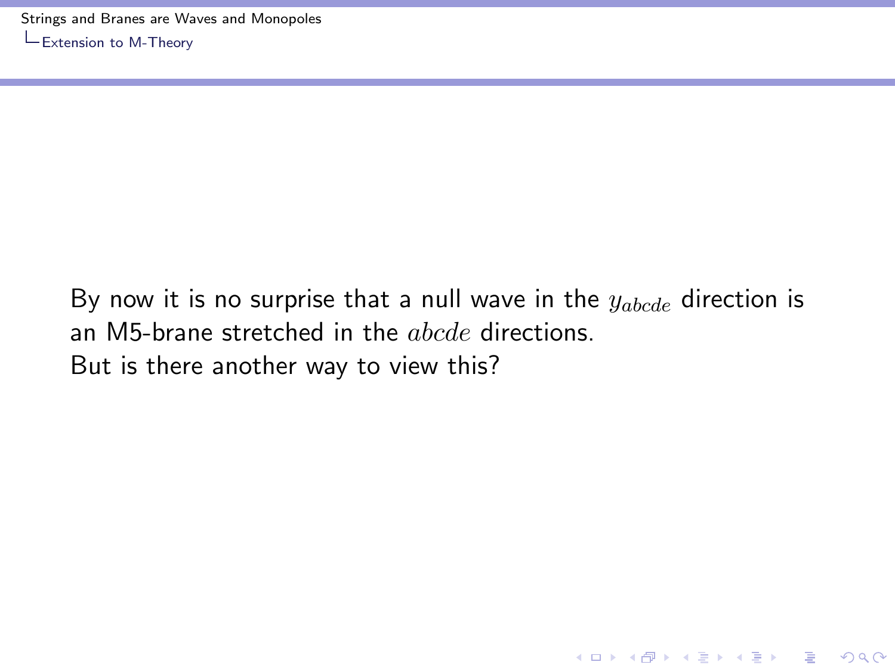By now it is no surprise that a null wave in the $y_{abcde}$ direction is an M5-brane stretched in the $abcde$ directions.

But is there another way to view this?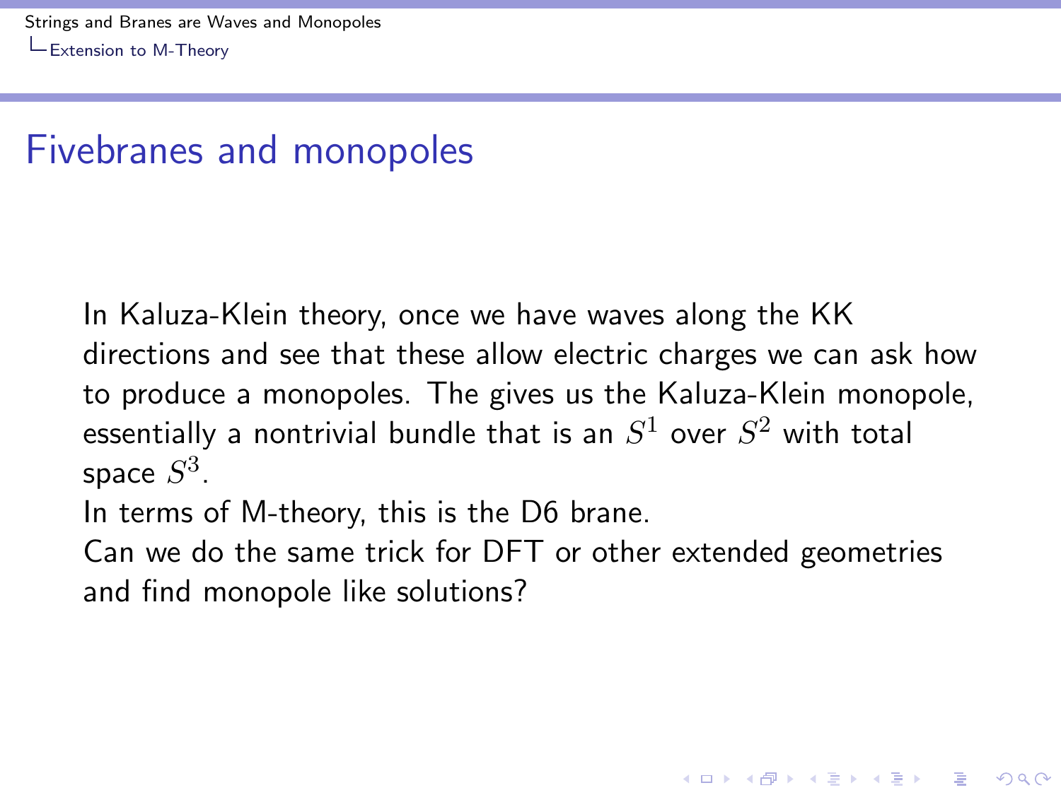## Fivebranes and monopoles

In Kaluza-Klein theory, once we have waves along the KK directions and see that these allow electric charges we can ask how to produce a monopoles. The gives us the Kaluza-Klein monopole, essentially a nontrivial bundle that is an $S^1$ over $S^2$ with total space $S^3$.

In terms of M-theory, this is the D6 brane.

Can we do the same trick for DFT or other extended geometries and find monopole like solutions?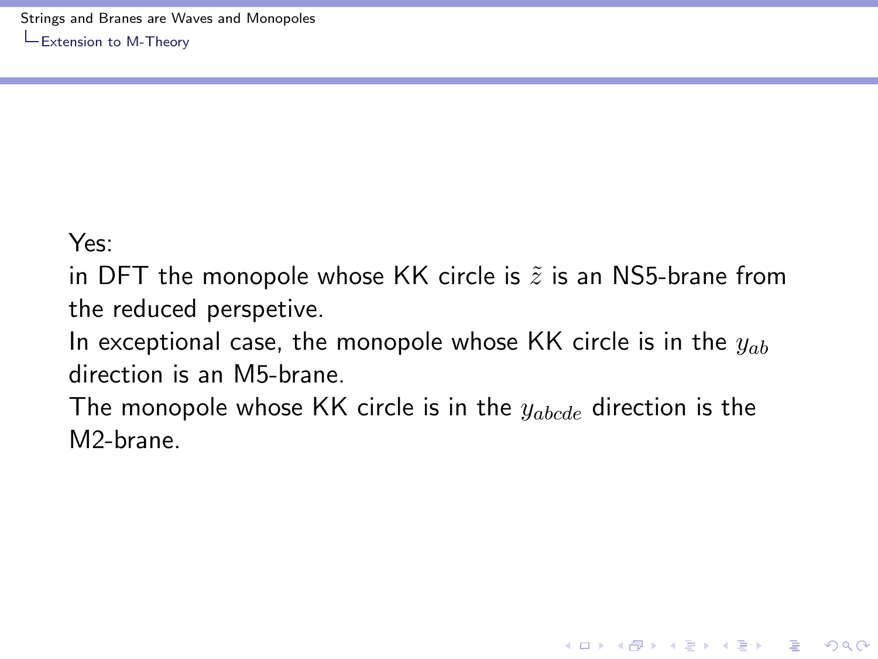Yes:

in DFT the monopole whose KK circle is $\tilde{z}$ is an NS5-brane from the reduced perspetive.

In exceptional case, the monopole whose KK circle is in the $y_{ab}$ direction is an M5-brane.

The monopole whose KK circle is in the $y_{abcde}$ direction is the M2-brane.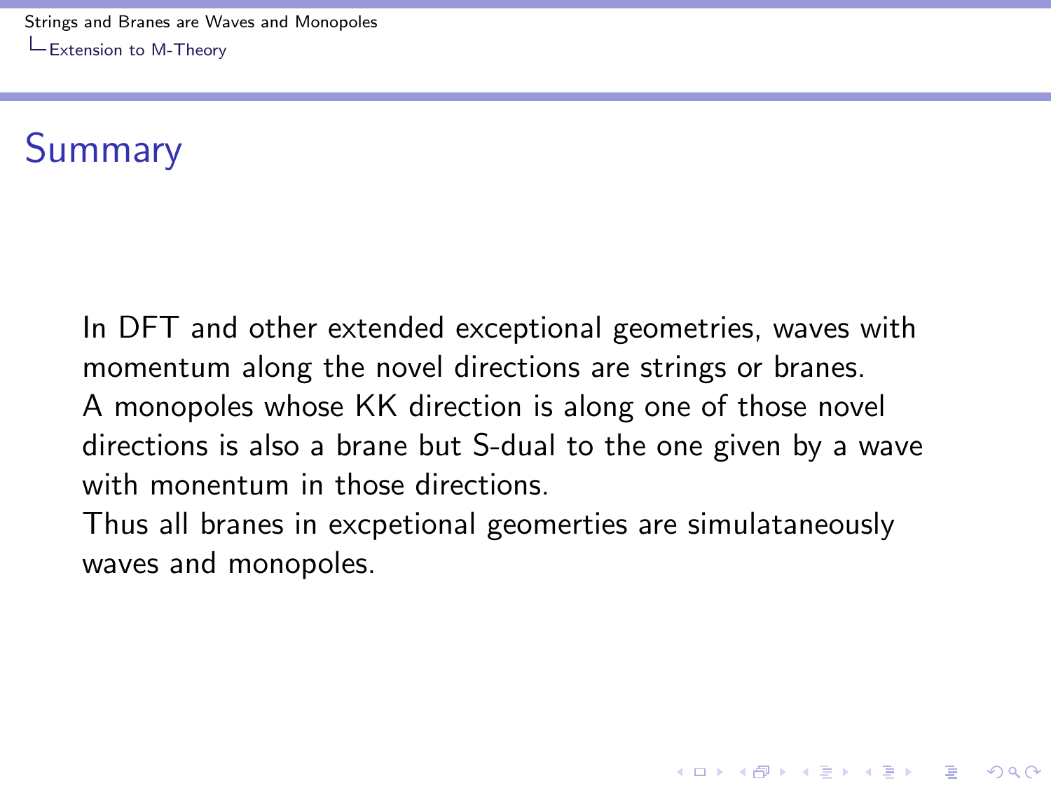## Summary

In DFT and other extended exceptional geometries, waves with momentum along the novel directions are strings or branes. A monopoles whose KK direction is along one of those novel directions is also a brane but S-dual to the one given by a wave with monentum in those directions. Thus all branes in excpetional geomerties are simulataneously waves and monopoles.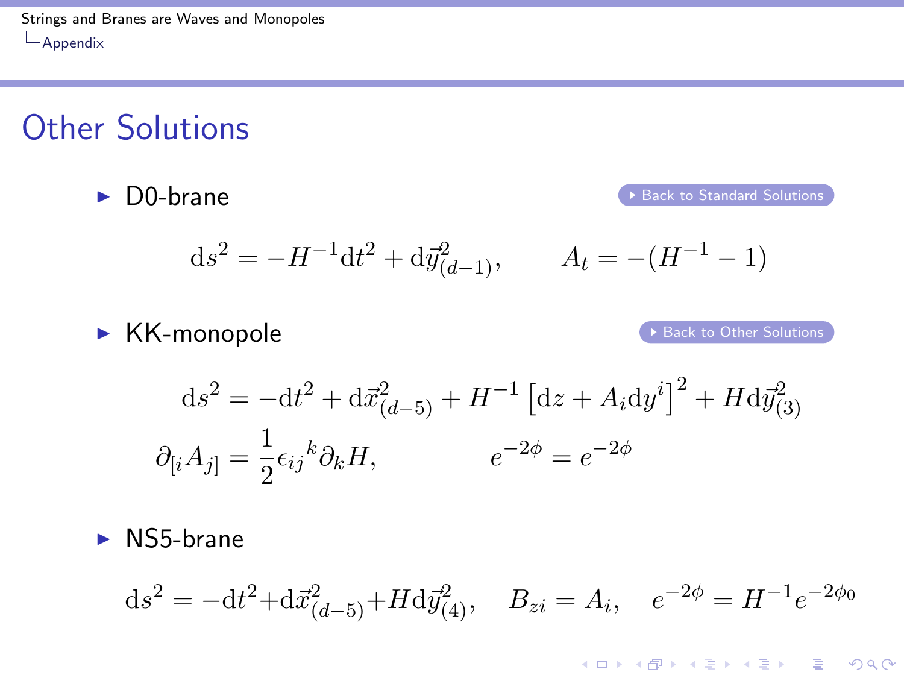## Other Solutions

- D0-brane

  Back to Standard Solutions

$$\mathrm{d}s^2 = -H^{-1}\mathrm{d}t^2 + \mathrm{d}\vec{y}^2_{(d-1)}, \qquad A_t = -(H^{-1} - 1)$$

- KK-monopole

  Back to Other Solutions

$$\mathrm{d}s^2 = -\mathrm{d}t^2 + \mathrm{d}\vec{x}^2_{(d-5)} + H^{-1}\left[\mathrm{d}z + A_i \mathrm{d}y^i\right]^2 + H\mathrm{d}\vec{y}^2_{(3)}$$

$$\partial_{[i}A_{j]} = \frac{1}{2}\epsilon_{ij}{}^{k}\partial_k H, \qquad e^{-2\phi} = e^{-2\phi}$$

- NS5-brane

$$\mathrm{d}s^2 = -\mathrm{d}t^2 + \mathrm{d}\vec{x}^2_{(d-5)} + H\mathrm{d}\vec{y}^2_{(4)}, \quad B_{zi} = A_i, \quad e^{-2\phi} = H^{-1}e^{-2\phi_0}$$